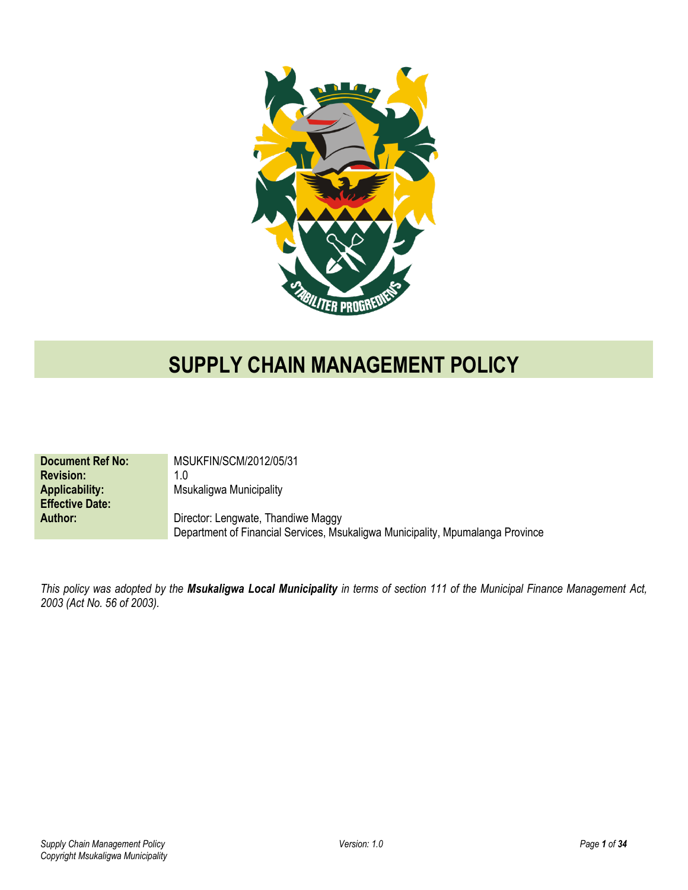# SUPPLY CHAIN MANAGEMENT POLICY

| | |
|---|---|
| **Document Ref No:** | MSUKFIN/SCM/2012/05/31 |
| **Revision:** | 1.0 |
| **Applicability:** | Msukaligwa Municipality |
| **Effective Date:** | |
| **Author:** | Director: Lengwate, Thandiwe Maggy<br>Department of Financial Services, Msukaligwa Municipality, Mpumalanga Province |

*This policy was adopted by the **Msukaligwa Local Municipality** in terms of section 111 of the Municipal Finance Management Act, 2003 (Act No. 56 of 2003).*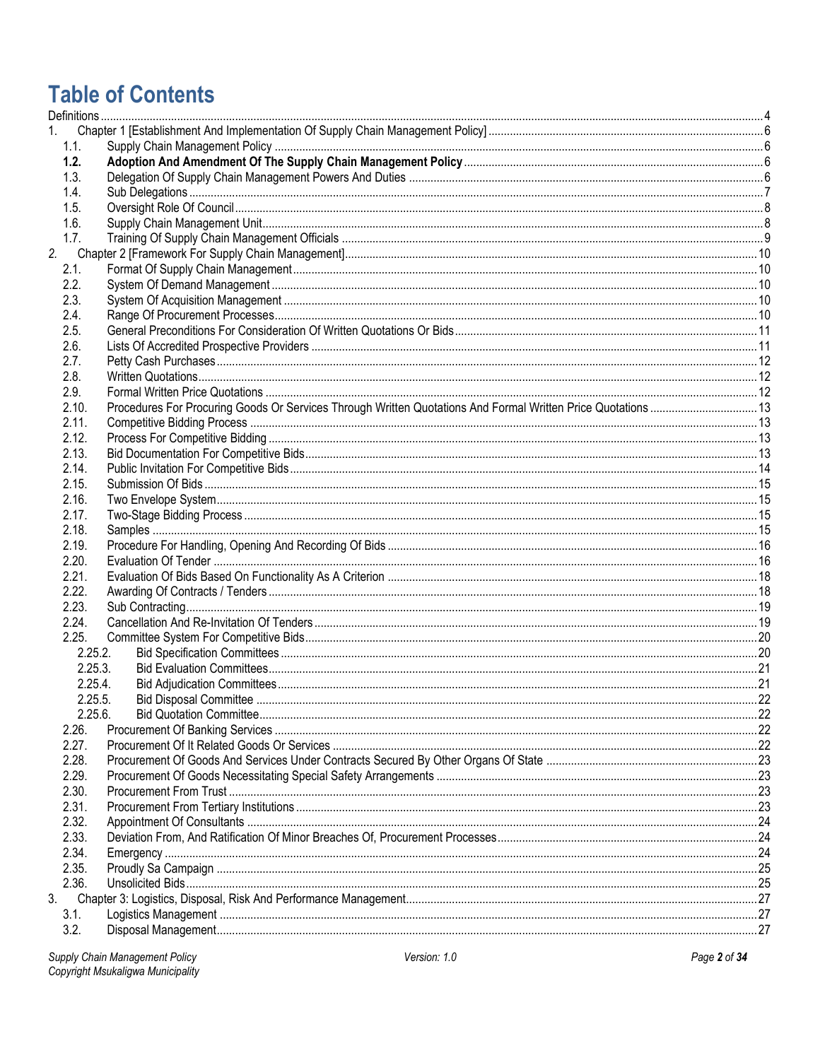# Table of Contents

Definitions ..... 4

1. Chapter 1 [Establishment And Implementation Of Supply Chain Management Policy] ..... 6
   - 1.1. Supply Chain Management Policy ..... 6
   - **1.2. Adoption And Amendment Of The Supply Chain Management Policy** ..... 6
   - 1.3. Delegation Of Supply Chain Management Powers And Duties ..... 6
   - 1.4. Sub Delegations ..... 7
   - 1.5. Oversight Role Of Council ..... 8
   - 1.6. Supply Chain Management Unit ..... 8
   - 1.7. Training Of Supply Chain Management Officials ..... 9
2. Chapter 2 [Framework For Supply Chain Management] ..... 10
   - 2.1. Format Of Supply Chain Management ..... 10
   - 2.2. System Of Demand Management ..... 10
   - 2.3. System Of Acquisition Management ..... 10
   - 2.4. Range Of Procurement Processes ..... 10
   - 2.5. General Preconditions For Consideration Of Written Quotations Or Bids ..... 11
   - 2.6. Lists Of Accredited Prospective Providers ..... 11
   - 2.7. Petty Cash Purchases ..... 12
   - 2.8. Written Quotations ..... 12
   - 2.9. Formal Written Price Quotations ..... 12
   - 2.10. Procedures For Procuring Goods Or Services Through Written Quotations And Formal Written Price Quotations ..... 13
   - 2.11. Competitive Bidding Process ..... 13
   - 2.12. Process For Competitive Bidding ..... 13
   - 2.13. Bid Documentation For Competitive Bids ..... 13
   - 2.14. Public Invitation For Competitive Bids ..... 14
   - 2.15. Submission Of Bids ..... 15
   - 2.16. Two Envelope System ..... 15
   - 2.17. Two-Stage Bidding Process ..... 15
   - 2.18. Samples ..... 15
   - 2.19. Procedure For Handling, Opening And Recording Of Bids ..... 16
   - 2.20. Evaluation Of Tender ..... 16
   - 2.21. Evaluation Of Bids Based On Functionality As A Criterion ..... 18
   - 2.22. Awarding Of Contracts / Tenders ..... 18
   - 2.23. Sub Contracting ..... 19
   - 2.24. Cancellation And Re-Invitation Of Tenders ..... 19
   - 2.25. Committee System For Competitive Bids ..... 20
     - 2.25.2. Bid Specification Committees ..... 20
     - 2.25.3. Bid Evaluation Committees ..... 21
     - 2.25.4. Bid Adjudication Committees ..... 21
     - 2.25.5. Bid Disposal Committee ..... 22
     - 2.25.6. Bid Quotation Committee ..... 22
   - 2.26. Procurement Of Banking Services ..... 22
   - 2.27. Procurement Of It Related Goods Or Services ..... 22
   - 2.28. Procurement Of Goods And Services Under Contracts Secured By Other Organs Of State ..... 23
   - 2.29. Procurement Of Goods Necessitating Special Safety Arrangements ..... 23
   - 2.30. Procurement From Trust ..... 23
   - 2.31. Procurement From Tertiary Institutions ..... 23
   - 2.32. Appointment Of Consultants ..... 24
   - 2.33. Deviation From, And Ratification Of Minor Breaches Of, Procurement Processes ..... 24
   - 2.34. Emergency ..... 24
   - 2.35. Proudly Sa Campaign ..... 25
   - 2.36. Unsolicited Bids ..... 25
3. Chapter 3: Logistics, Disposal, Risk And Performance Management ..... 27
   - 3.1. Logistics Management ..... 27
   - 3.2. Disposal Management ..... 27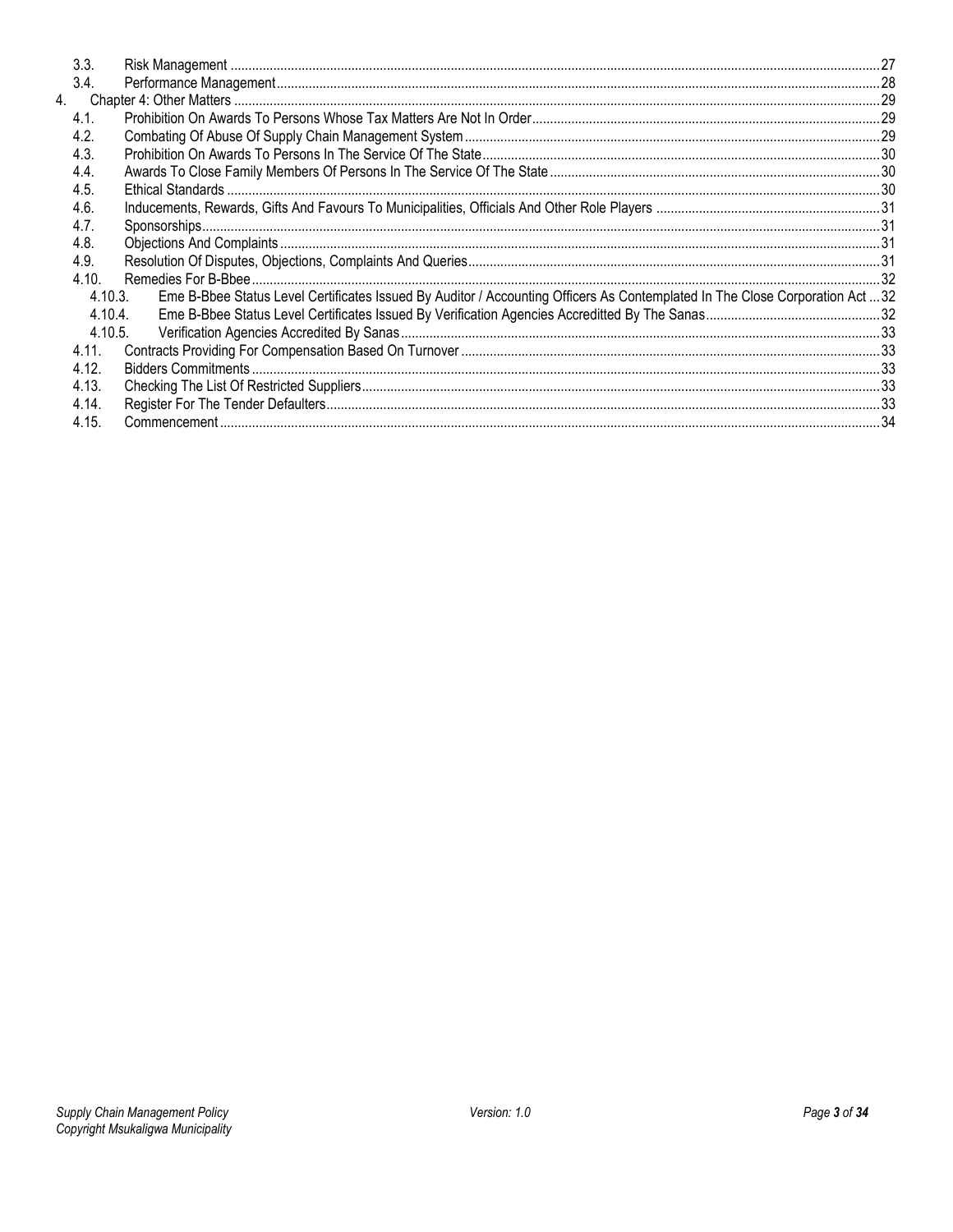- 3.3. Risk Management ..... 27
- 3.4. Performance Management ..... 28
- 4. Chapter 4: Other Matters ..... 29
  - 4.1. Prohibition On Awards To Persons Whose Tax Matters Are Not In Order ..... 29
  - 4.2. Combating Of Abuse Of Supply Chain Management System ..... 29
  - 4.3. Prohibition On Awards To Persons In The Service Of The State ..... 30
  - 4.4. Awards To Close Family Members Of Persons In The Service Of The State ..... 30
  - 4.5. Ethical Standards ..... 30
  - 4.6. Inducements, Rewards, Gifts And Favours To Municipalities, Officials And Other Role Players ..... 31
  - 4.7. Sponsorships ..... 31
  - 4.8. Objections And Complaints ..... 31
  - 4.9. Resolution Of Disputes, Objections, Complaints And Queries ..... 31
  - 4.10. Remedies For B-Bbee ..... 32
    - 4.10.3. Eme B-Bbee Status Level Certificates Issued By Auditor / Accounting Officers As Contemplated In The Close Corporation Act ..... 32
    - 4.10.4. Eme B-Bbee Status Level Certificates Issued By Verification Agencies Accreditted By The Sanas ..... 32
    - 4.10.5. Verification Agencies Accredited By Sanas ..... 33
  - 4.11. Contracts Providing For Compensation Based On Turnover ..... 33
  - 4.12. Bidders Commitments ..... 33
  - 4.13. Checking The List Of Restricted Suppliers ..... 33
  - 4.14. Register For The Tender Defaulters ..... 33
  - 4.15. Commencement ..... 34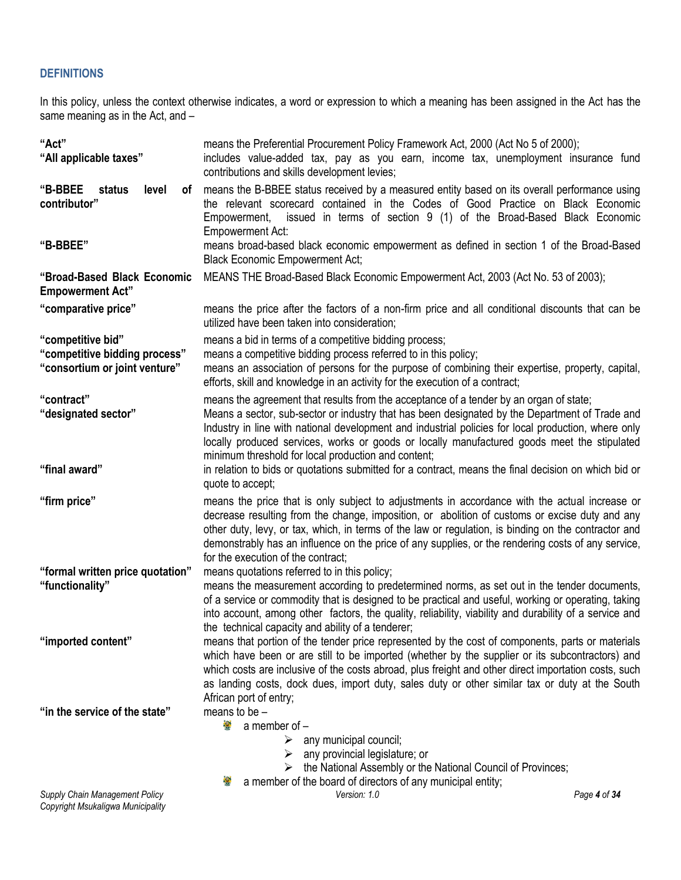## DEFINITIONS

In this policy, unless the context otherwise indicates, a word or expression to which a meaning has been assigned in the Act has the same meaning as in the Act, and –

| | |
|---|---|
| **"Act"** | means the Preferential Procurement Policy Framework Act, 2000 (Act No 5 of 2000); |
| **"All applicable taxes"** | includes value-added tax, pay as you earn, income tax, unemployment insurance fund contributions and skills development levies; |
| **"B-BBEE status level of contributor"** | means the B-BBEE status received by a measured entity based on its overall performance using the relevant scorecard contained in the Codes of Good Practice on Black Economic Empowerment, issued in terms of section 9 (1) of the Broad-Based Black Economic Empowerment Act: |
| **"B-BBEE"** | means broad-based black economic empowerment as defined in section 1 of the Broad-Based Black Economic Empowerment Act; |
| **"Broad-Based Black Economic Empowerment Act"** | MEANS THE Broad-Based Black Economic Empowerment Act, 2003 (Act No. 53 of 2003); |
| **"comparative price"** | means the price after the factors of a non-firm price and all conditional discounts that can be utilized have been taken into consideration; |
| **"competitive bid"** | means a bid in terms of a competitive bidding process; |
| **"competitive bidding process"** | means a competitive bidding process referred to in this policy; |
| **"consortium or joint venture"** | means an association of persons for the purpose of combining their expertise, property, capital, efforts, skill and knowledge in an activity for the execution of a contract; |
| **"contract"** | means the agreement that results from the acceptance of a tender by an organ of state; |
| **"designated sector"** | Means a sector, sub-sector or industry that has been designated by the Department of Trade and Industry in line with national development and industrial policies for local production, where only locally produced services, works or goods or locally manufactured goods meet the stipulated minimum threshold for local production and content; |
| **"final award"** | in relation to bids or quotations submitted for a contract, means the final decision on which bid or quote to accept; |
| **"firm price"** | means the price that is only subject to adjustments in accordance with the actual increase or decrease resulting from the change, imposition, or abolition of customs or excise duty and any other duty, levy, or tax, which, in terms of the law or regulation, is binding on the contractor and demonstrably has an influence on the price of any supplies, or the rendering costs of any service, for the execution of the contract; |
| **"formal written price quotation"** | means quotations referred to in this policy; |
| **"functionality"** | means the measurement according to predetermined norms, as set out in the tender documents, of a service or commodity that is designed to be practical and useful, working or operating, taking into account, among other factors, the quality, reliability, viability and durability of a service and the technical capacity and ability of a tenderer; |
| **"imported content"** | means that portion of the tender price represented by the cost of components, parts or materials which have been or are still to be imported (whether by the supplier or its subcontractors) and which costs are inclusive of the costs abroad, plus freight and other direct importation costs, such as landing costs, dock dues, import duty, sales duty or other similar tax or duty at the South African port of entry; |
| **"in the service of the state"** | means to be –<br>• a member of –<br>➢ any municipal council;<br>➢ any provincial legislature; or<br>➢ the National Assembly or the National Council of Provinces;<br>• a member of the board of directors of any municipal entity; |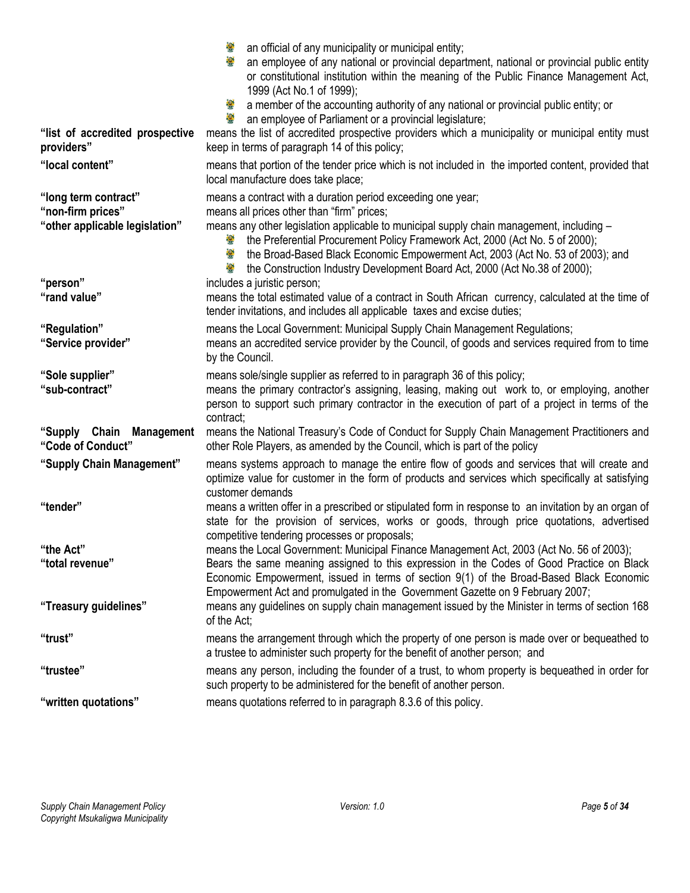- an official of any municipality or municipal entity;
- an employee of any national or provincial department, national or provincial public entity or constitutional institution within the meaning of the Public Finance Management Act, 1999 (Act No.1 of 1999);
- a member of the accounting authority of any national or provincial public entity; or
- an employee of Parliament or a provincial legislature;

**"list of accredited prospective providers"** means the list of accredited prospective providers which a municipality or municipal entity must keep in terms of paragraph 14 of this policy;

**"local content"** means that portion of the tender price which is not included in the imported content, provided that local manufacture does take place;

**"long term contract"** means a contract with a duration period exceeding one year;

**"non-firm prices"** means all prices other than "firm" prices;

**"other applicable legislation"** means any other legislation applicable to municipal supply chain management, including –

- the Preferential Procurement Policy Framework Act, 2000 (Act No. 5 of 2000);
- the Broad-Based Black Economic Empowerment Act, 2003 (Act No. 53 of 2003); and
- the Construction Industry Development Board Act, 2000 (Act No.38 of 2000);

**"person"** includes a juristic person;

**"rand value"** means the total estimated value of a contract in South African currency, calculated at the time of tender invitations, and includes all applicable taxes and excise duties;

**"Regulation"** means the Local Government: Municipal Supply Chain Management Regulations;

**"Service provider"** means an accredited service provider by the Council, of goods and services required from to time by the Council.

**"Sole supplier"** means sole/single supplier as referred to in paragraph 36 of this policy;

**"sub-contract"** means the primary contractor's assigning, leasing, making out work to, or employing, another person to support such primary contractor in the execution of part of a project in terms of the contract;

**"Supply Chain Management "Code of Conduct"** means the National Treasury's Code of Conduct for Supply Chain Management Practitioners and other Role Players, as amended by the Council, which is part of the policy

**"Supply Chain Management"** means systems approach to manage the entire flow of goods and services that will create and optimize value for customer in the form of products and services which specifically at satisfying customer demands

**"tender"** means a written offer in a prescribed or stipulated form in response to an invitation by an organ of state for the provision of services, works or goods, through price quotations, advertised competitive tendering processes or proposals;

**"the Act"** means the Local Government: Municipal Finance Management Act, 2003 (Act No. 56 of 2003);

**"total revenue"** Bears the same meaning assigned to this expression in the Codes of Good Practice on Black Economic Empowerment, issued in terms of section 9(1) of the Broad-Based Black Economic Empowerment Act and promulgated in the Government Gazette on 9 February 2007;

**"Treasury guidelines"** means any guidelines on supply chain management issued by the Minister in terms of section 168 of the Act;

**"trust"** means the arrangement through which the property of one person is made over or bequeathed to a trustee to administer such property for the benefit of another person; and

**"trustee"** means any person, including the founder of a trust, to whom property is bequeathed in order for such property to be administered for the benefit of another person.

**"written quotations"** means quotations referred to in paragraph 8.3.6 of this policy.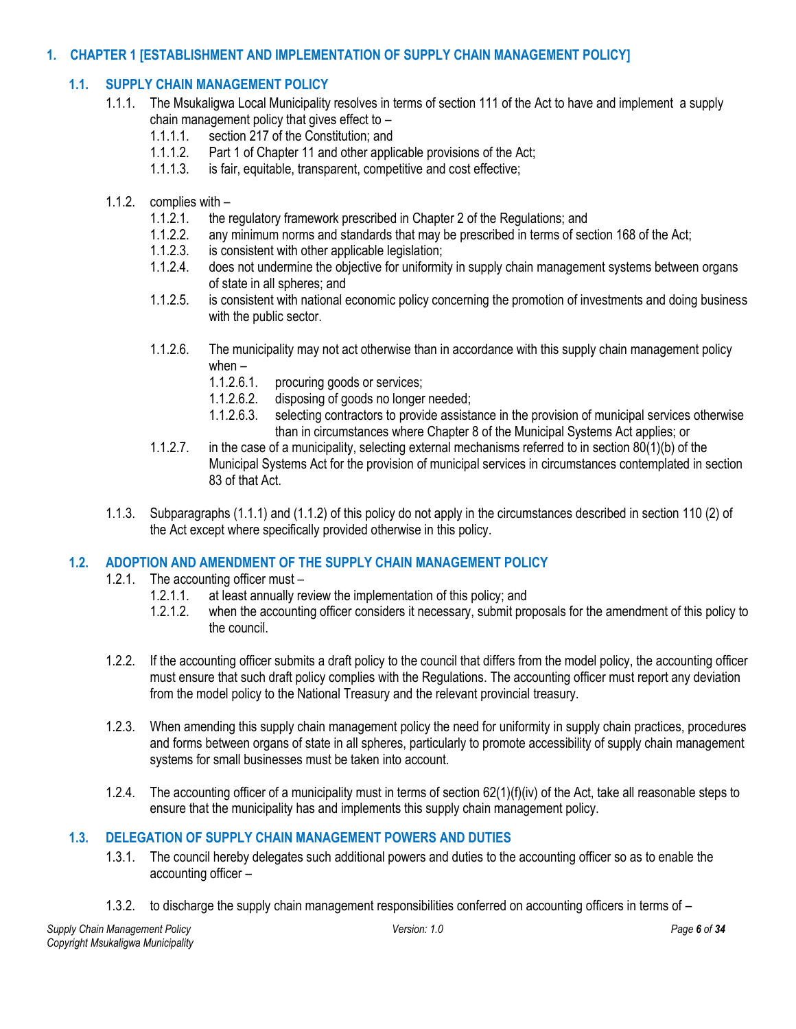# 1. CHAPTER 1 [ESTABLISHMENT AND IMPLEMENTATION OF SUPPLY CHAIN MANAGEMENT POLICY]

## 1.1. SUPPLY CHAIN MANAGEMENT POLICY

1.1.1. The Msukaligwa Local Municipality resolves in terms of section 111 of the Act to have and implement a supply chain management policy that gives effect to –

- 1.1.1.1. section 217 of the Constitution; and
- 1.1.1.2. Part 1 of Chapter 11 and other applicable provisions of the Act;
- 1.1.1.3. is fair, equitable, transparent, competitive and cost effective;

1.1.2. complies with –

- 1.1.2.1. the regulatory framework prescribed in Chapter 2 of the Regulations; and
- 1.1.2.2. any minimum norms and standards that may be prescribed in terms of section 168 of the Act;
- 1.1.2.3. is consistent with other applicable legislation;
- 1.1.2.4. does not undermine the objective for uniformity in supply chain management systems between organs of state in all spheres; and
- 1.1.2.5. is consistent with national economic policy concerning the promotion of investments and doing business with the public sector.

- 1.1.2.6. The municipality may not act otherwise than in accordance with this supply chain management policy when –
  - 1.1.2.6.1. procuring goods or services;
  - 1.1.2.6.2. disposing of goods no longer needed;
  - 1.1.2.6.3. selecting contractors to provide assistance in the provision of municipal services otherwise than in circumstances where Chapter 8 of the Municipal Systems Act applies; or
- 1.1.2.7. in the case of a municipality, selecting external mechanisms referred to in section 80(1)(b) of the Municipal Systems Act for the provision of municipal services in circumstances contemplated in section 83 of that Act.

1.1.3. Subparagraphs (1.1.1) and (1.1.2) of this policy do not apply in the circumstances described in section 110 (2) of the Act except where specifically provided otherwise in this policy.

## 1.2. ADOPTION AND AMENDMENT OF THE SUPPLY CHAIN MANAGEMENT POLICY

1.2.1. The accounting officer must –

- 1.2.1.1. at least annually review the implementation of this policy; and
- 1.2.1.2. when the accounting officer considers it necessary, submit proposals for the amendment of this policy to the council.

1.2.2. If the accounting officer submits a draft policy to the council that differs from the model policy, the accounting officer must ensure that such draft policy complies with the Regulations. The accounting officer must report any deviation from the model policy to the National Treasury and the relevant provincial treasury.

1.2.3. When amending this supply chain management policy the need for uniformity in supply chain practices, procedures and forms between organs of state in all spheres, particularly to promote accessibility of supply chain management systems for small businesses must be taken into account.

1.2.4. The accounting officer of a municipality must in terms of section 62(1)(f)(iv) of the Act, take all reasonable steps to ensure that the municipality has and implements this supply chain management policy.

## 1.3. DELEGATION OF SUPPLY CHAIN MANAGEMENT POWERS AND DUTIES

1.3.1. The council hereby delegates such additional powers and duties to the accounting officer so as to enable the accounting officer –

1.3.2. to discharge the supply chain management responsibilities conferred on accounting officers in terms of –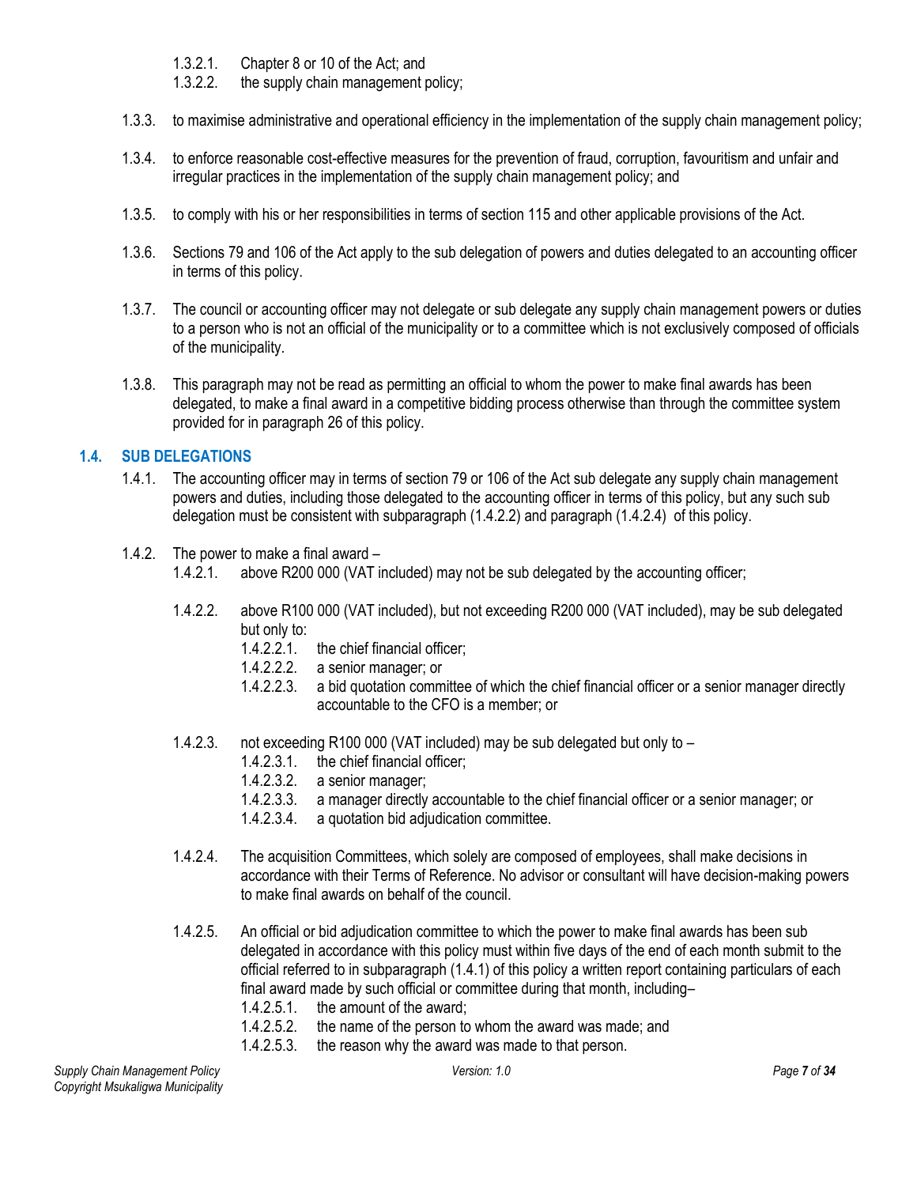1.3.2.1. Chapter 8 or 10 of the Act; and

1.3.2.2. the supply chain management policy;

1.3.3. to maximise administrative and operational efficiency in the implementation of the supply chain management policy;

1.3.4. to enforce reasonable cost-effective measures for the prevention of fraud, corruption, favouritism and unfair and irregular practices in the implementation of the supply chain management policy; and

1.3.5. to comply with his or her responsibilities in terms of section 115 and other applicable provisions of the Act.

1.3.6. Sections 79 and 106 of the Act apply to the sub delegation of powers and duties delegated to an accounting officer in terms of this policy.

1.3.7. The council or accounting officer may not delegate or sub delegate any supply chain management powers or duties to a person who is not an official of the municipality or to a committee which is not exclusively composed of officials of the municipality.

1.3.8. This paragraph may not be read as permitting an official to whom the power to make final awards has been delegated, to make a final award in a competitive bidding process otherwise than through the committee system provided for in paragraph 26 of this policy.

### 1.4. SUB DELEGATIONS

1.4.1. The accounting officer may in terms of section 79 or 106 of the Act sub delegate any supply chain management powers and duties, including those delegated to the accounting officer in terms of this policy, but any such sub delegation must be consistent with subparagraph (1.4.2.2) and paragraph (1.4.2.4) of this policy.

1.4.2. The power to make a final award –

1.4.2.1. above R200 000 (VAT included) may not be sub delegated by the accounting officer;

1.4.2.2. above R100 000 (VAT included), but not exceeding R200 000 (VAT included), may be sub delegated but only to:

1.4.2.2.1. the chief financial officer;

1.4.2.2.2. a senior manager; or

1.4.2.2.3. a bid quotation committee of which the chief financial officer or a senior manager directly accountable to the CFO is a member; or

1.4.2.3. not exceeding R100 000 (VAT included) may be sub delegated but only to –

1.4.2.3.1. the chief financial officer;

1.4.2.3.2. a senior manager;

1.4.2.3.3. a manager directly accountable to the chief financial officer or a senior manager; or

1.4.2.3.4. a quotation bid adjudication committee.

1.4.2.4. The acquisition Committees, which solely are composed of employees, shall make decisions in accordance with their Terms of Reference. No advisor or consultant will have decision-making powers to make final awards on behalf of the council.

1.4.2.5. An official or bid adjudication committee to which the power to make final awards has been sub delegated in accordance with this policy must within five days of the end of each month submit to the official referred to in subparagraph (1.4.1) of this policy a written report containing particulars of each final award made by such official or committee during that month, including–

1.4.2.5.1. the amount of the award;

1.4.2.5.2. the name of the person to whom the award was made; and

1.4.2.5.3. the reason why the award was made to that person.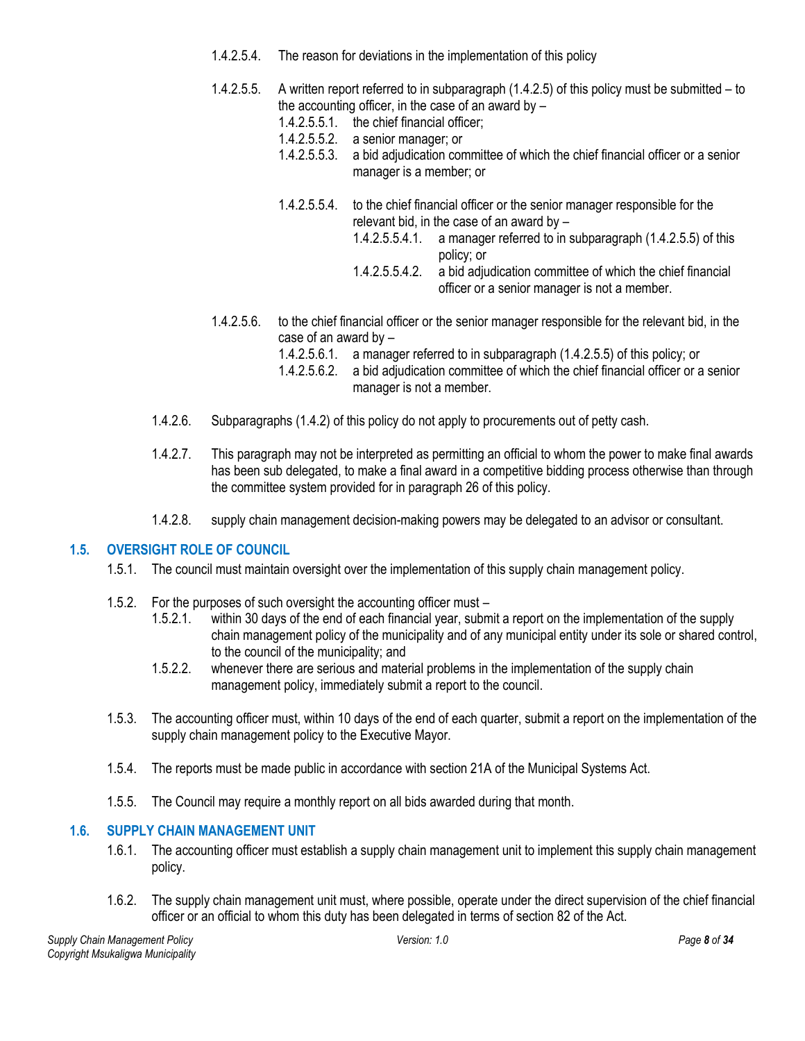1.4.2.5.4. The reason for deviations in the implementation of this policy

1.4.2.5.5. A written report referred to in subparagraph (1.4.2.5) of this policy must be submitted – to the accounting officer, in the case of an award by –

- 1.4.2.5.5.1. the chief financial officer;
- 1.4.2.5.5.2. a senior manager; or
- 1.4.2.5.5.3. a bid adjudication committee of which the chief financial officer or a senior manager is a member; or
- 1.4.2.5.5.4. to the chief financial officer or the senior manager responsible for the relevant bid, in the case of an award by –
  - 1.4.2.5.5.4.1. a manager referred to in subparagraph (1.4.2.5.5) of this policy; or
  - 1.4.2.5.5.4.2. a bid adjudication committee of which the chief financial officer or a senior manager is not a member.

1.4.2.5.6. to the chief financial officer or the senior manager responsible for the relevant bid, in the case of an award by –

- 1.4.2.5.6.1. a manager referred to in subparagraph (1.4.2.5.5) of this policy; or
- 1.4.2.5.6.2. a bid adjudication committee of which the chief financial officer or a senior manager is not a member.

1.4.2.6. Subparagraphs (1.4.2) of this policy do not apply to procurements out of petty cash.

1.4.2.7. This paragraph may not be interpreted as permitting an official to whom the power to make final awards has been sub delegated, to make a final award in a competitive bidding process otherwise than through the committee system provided for in paragraph 26 of this policy.

1.4.2.8. supply chain management decision-making powers may be delegated to an advisor or consultant.

## 1.5. OVERSIGHT ROLE OF COUNCIL

1.5.1. The council must maintain oversight over the implementation of this supply chain management policy.

1.5.2. For the purposes of such oversight the accounting officer must –

- 1.5.2.1. within 30 days of the end of each financial year, submit a report on the implementation of the supply chain management policy of the municipality and of any municipal entity under its sole or shared control, to the council of the municipality; and
- 1.5.2.2. whenever there are serious and material problems in the implementation of the supply chain management policy, immediately submit a report to the council.

1.5.3. The accounting officer must, within 10 days of the end of each quarter, submit a report on the implementation of the supply chain management policy to the Executive Mayor.

1.5.4. The reports must be made public in accordance with section 21A of the Municipal Systems Act.

1.5.5. The Council may require a monthly report on all bids awarded during that month.

## 1.6. SUPPLY CHAIN MANAGEMENT UNIT

1.6.1. The accounting officer must establish a supply chain management unit to implement this supply chain management policy.

1.6.2. The supply chain management unit must, where possible, operate under the direct supervision of the chief financial officer or an official to whom this duty has been delegated in terms of section 82 of the Act.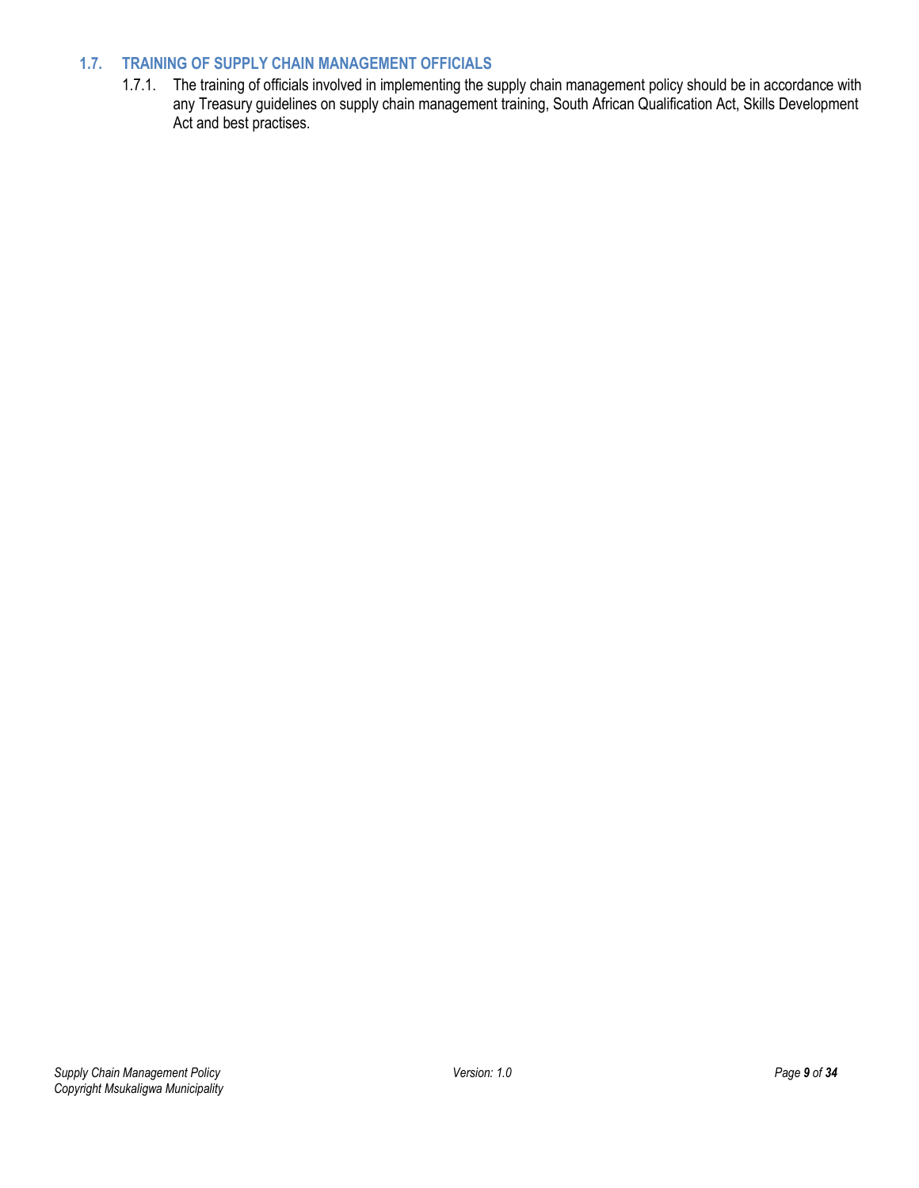## 1.7. TRAINING OF SUPPLY CHAIN MANAGEMENT OFFICIALS

1.7.1. The training of officials involved in implementing the supply chain management policy should be in accordance with any Treasury guidelines on supply chain management training, South African Qualification Act, Skills Development Act and best practises.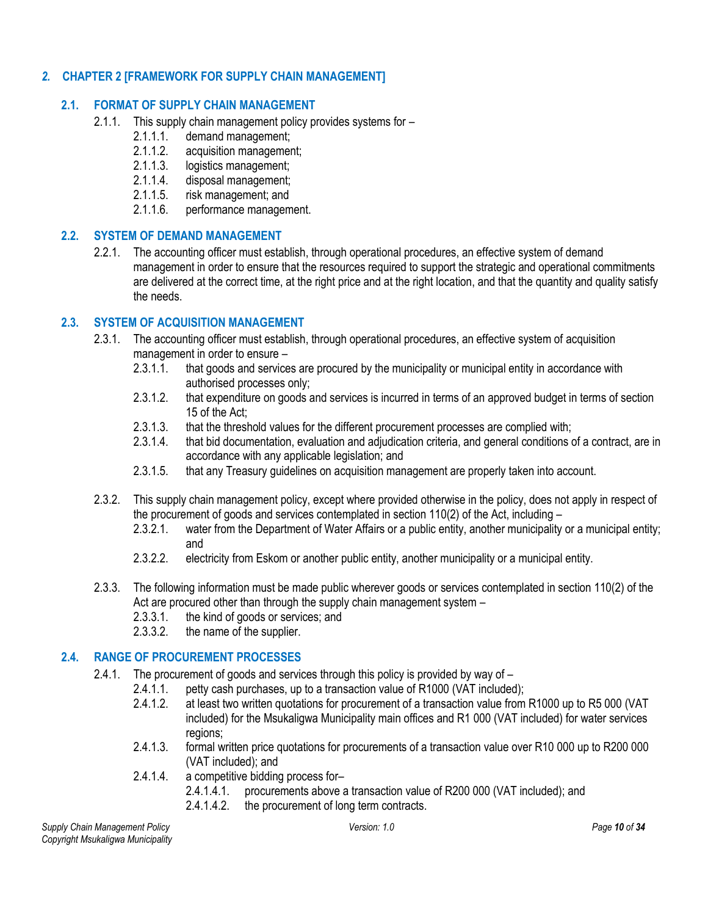## 2. CHAPTER 2 [FRAMEWORK FOR SUPPLY CHAIN MANAGEMENT]

### 2.1. FORMAT OF SUPPLY CHAIN MANAGEMENT

2.1.1. This supply chain management policy provides systems for –

- 2.1.1.1. demand management;
- 2.1.1.2. acquisition management;
- 2.1.1.3. logistics management;
- 2.1.1.4. disposal management;
- 2.1.1.5. risk management; and
- 2.1.1.6. performance management.

### 2.2. SYSTEM OF DEMAND MANAGEMENT

2.2.1. The accounting officer must establish, through operational procedures, an effective system of demand management in order to ensure that the resources required to support the strategic and operational commitments are delivered at the correct time, at the right price and at the right location, and that the quantity and quality satisfy the needs.

### 2.3. SYSTEM OF ACQUISITION MANAGEMENT

2.3.1. The accounting officer must establish, through operational procedures, an effective system of acquisition management in order to ensure –

- 2.3.1.1. that goods and services are procured by the municipality or municipal entity in accordance with authorised processes only;
- 2.3.1.2. that expenditure on goods and services is incurred in terms of an approved budget in terms of section 15 of the Act;
- 2.3.1.3. that the threshold values for the different procurement processes are complied with;
- 2.3.1.4. that bid documentation, evaluation and adjudication criteria, and general conditions of a contract, are in accordance with any applicable legislation; and
- 2.3.1.5. that any Treasury guidelines on acquisition management are properly taken into account.

2.3.2. This supply chain management policy, except where provided otherwise in the policy, does not apply in respect of the procurement of goods and services contemplated in section 110(2) of the Act, including –

- 2.3.2.1. water from the Department of Water Affairs or a public entity, another municipality or a municipal entity; and
- 2.3.2.2. electricity from Eskom or another public entity, another municipality or a municipal entity.

2.3.3. The following information must be made public wherever goods or services contemplated in section 110(2) of the Act are procured other than through the supply chain management system –

- 2.3.3.1. the kind of goods or services; and
- 2.3.3.2. the name of the supplier.

### 2.4. RANGE OF PROCUREMENT PROCESSES

2.4.1. The procurement of goods and services through this policy is provided by way of –

- 2.4.1.1. petty cash purchases, up to a transaction value of R1000 (VAT included);
- 2.4.1.2. at least two written quotations for procurement of a transaction value from R1000 up to R5 000 (VAT included) for the Msukaligwa Municipality main offices and R1 000 (VAT included) for water services regions;
- 2.4.1.3. formal written price quotations for procurements of a transaction value over R10 000 up to R200 000 (VAT included); and
- 2.4.1.4. a competitive bidding process for–
  - 2.4.1.4.1. procurements above a transaction value of R200 000 (VAT included); and
  - 2.4.1.4.2. the procurement of long term contracts.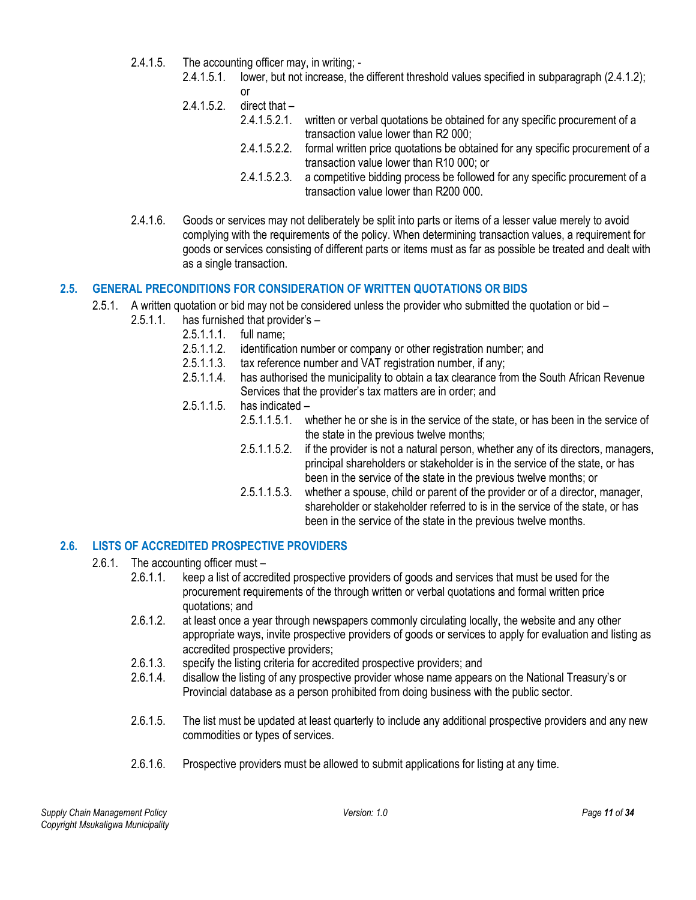2.4.1.5. The accounting officer may, in writing; -

2.4.1.5.1. lower, but not increase, the different threshold values specified in subparagraph (2.4.1.2); or

2.4.1.5.2. direct that –

2.4.1.5.2.1. written or verbal quotations be obtained for any specific procurement of a transaction value lower than R2 000;

2.4.1.5.2.2. formal written price quotations be obtained for any specific procurement of a transaction value lower than R10 000; or

2.4.1.5.2.3. a competitive bidding process be followed for any specific procurement of a transaction value lower than R200 000.

2.4.1.6. Goods or services may not deliberately be split into parts or items of a lesser value merely to avoid complying with the requirements of the policy. When determining transaction values, a requirement for goods or services consisting of different parts or items must as far as possible be treated and dealt with as a single transaction.

## 2.5. GENERAL PRECONDITIONS FOR CONSIDERATION OF WRITTEN QUOTATIONS OR BIDS

2.5.1. A written quotation or bid may not be considered unless the provider who submitted the quotation or bid –

2.5.1.1. has furnished that provider's –

2.5.1.1.1. full name;

2.5.1.1.2. identification number or company or other registration number; and

2.5.1.1.3. tax reference number and VAT registration number, if any;

2.5.1.1.4. has authorised the municipality to obtain a tax clearance from the South African Revenue Services that the provider's tax matters are in order; and

2.5.1.1.5. has indicated –

2.5.1.1.5.1. whether he or she is in the service of the state, or has been in the service of the state in the previous twelve months;

2.5.1.1.5.2. if the provider is not a natural person, whether any of its directors, managers, principal shareholders or stakeholder is in the service of the state, or has been in the service of the state in the previous twelve months; or

2.5.1.1.5.3. whether a spouse, child or parent of the provider or of a director, manager, shareholder or stakeholder referred to is in the service of the state, or has been in the service of the state in the previous twelve months.

## 2.6. LISTS OF ACCREDITED PROSPECTIVE PROVIDERS

2.6.1. The accounting officer must –

2.6.1.1. keep a list of accredited prospective providers of goods and services that must be used for the procurement requirements of the through written or verbal quotations and formal written price quotations; and

2.6.1.2. at least once a year through newspapers commonly circulating locally, the website and any other appropriate ways, invite prospective providers of goods or services to apply for evaluation and listing as accredited prospective providers;

2.6.1.3. specify the listing criteria for accredited prospective providers; and

2.6.1.4. disallow the listing of any prospective provider whose name appears on the National Treasury's or Provincial database as a person prohibited from doing business with the public sector.

2.6.1.5. The list must be updated at least quarterly to include any additional prospective providers and any new commodities or types of services.

2.6.1.6. Prospective providers must be allowed to submit applications for listing at any time.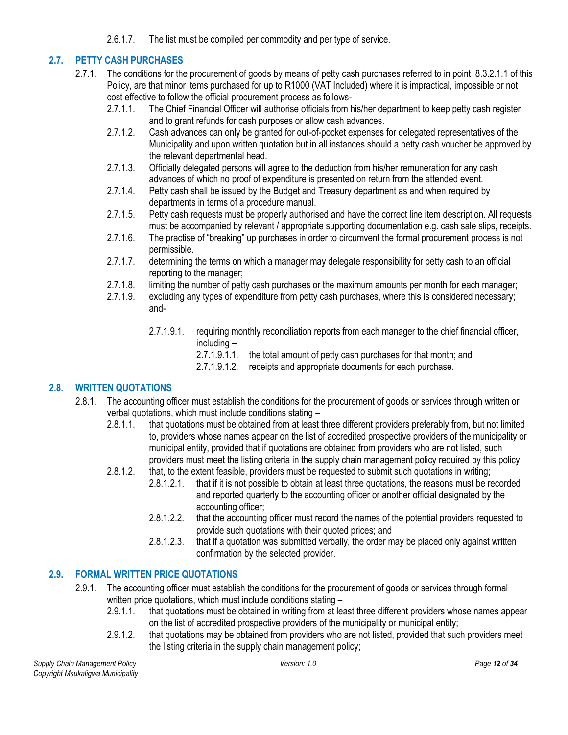2.6.1.7. The list must be compiled per commodity and per type of service.

## 2.7. PETTY CASH PURCHASES

2.7.1. The conditions for the procurement of goods by means of petty cash purchases referred to in point 8.3.2.1.1 of this Policy, are that minor items purchased for up to R1000 (VAT Included) where it is impractical, impossible or not cost effective to follow the official procurement process as follows-

- 2.7.1.1. The Chief Financial Officer will authorise officials from his/her department to keep petty cash register and to grant refunds for cash purposes or allow cash advances.
- 2.7.1.2. Cash advances can only be granted for out-of-pocket expenses for delegated representatives of the Municipality and upon written quotation but in all instances should a petty cash voucher be approved by the relevant departmental head.
- 2.7.1.3. Officially delegated persons will agree to the deduction from his/her remuneration for any cash advances of which no proof of expenditure is presented on return from the attended event.
- 2.7.1.4. Petty cash shall be issued by the Budget and Treasury department as and when required by departments in terms of a procedure manual.
- 2.7.1.5. Petty cash requests must be properly authorised and have the correct line item description. All requests must be accompanied by relevant / appropriate supporting documentation e.g. cash sale slips, receipts.
- 2.7.1.6. The practise of "breaking" up purchases in order to circumvent the formal procurement process is not permissible.
- 2.7.1.7. determining the terms on which a manager may delegate responsibility for petty cash to an official reporting to the manager;
- 2.7.1.8. limiting the number of petty cash purchases or the maximum amounts per month for each manager;
- 2.7.1.9. excluding any types of expenditure from petty cash purchases, where this is considered necessary; and-
  - 2.7.1.9.1. requiring monthly reconciliation reports from each manager to the chief financial officer, including –
    - 2.7.1.9.1.1. the total amount of petty cash purchases for that month; and
    - 2.7.1.9.1.2. receipts and appropriate documents for each purchase.

## 2.8. WRITTEN QUOTATIONS

2.8.1. The accounting officer must establish the conditions for the procurement of goods or services through written or verbal quotations, which must include conditions stating –

- 2.8.1.1. that quotations must be obtained from at least three different providers preferably from, but not limited to, providers whose names appear on the list of accredited prospective providers of the municipality or municipal entity, provided that if quotations are obtained from providers who are not listed, such providers must meet the listing criteria in the supply chain management policy required by this policy;
- 2.8.1.2. that, to the extent feasible, providers must be requested to submit such quotations in writing;
  - 2.8.1.2.1. that if it is not possible to obtain at least three quotations, the reasons must be recorded and reported quarterly to the accounting officer or another official designated by the accounting officer;
  - 2.8.1.2.2. that the accounting officer must record the names of the potential providers requested to provide such quotations with their quoted prices; and
  - 2.8.1.2.3. that if a quotation was submitted verbally, the order may be placed only against written confirmation by the selected provider.

## 2.9. FORMAL WRITTEN PRICE QUOTATIONS

2.9.1. The accounting officer must establish the conditions for the procurement of goods or services through formal written price quotations, which must include conditions stating –

- 2.9.1.1. that quotations must be obtained in writing from at least three different providers whose names appear on the list of accredited prospective providers of the municipality or municipal entity;
- 2.9.1.2. that quotations may be obtained from providers who are not listed, provided that such providers meet the listing criteria in the supply chain management policy;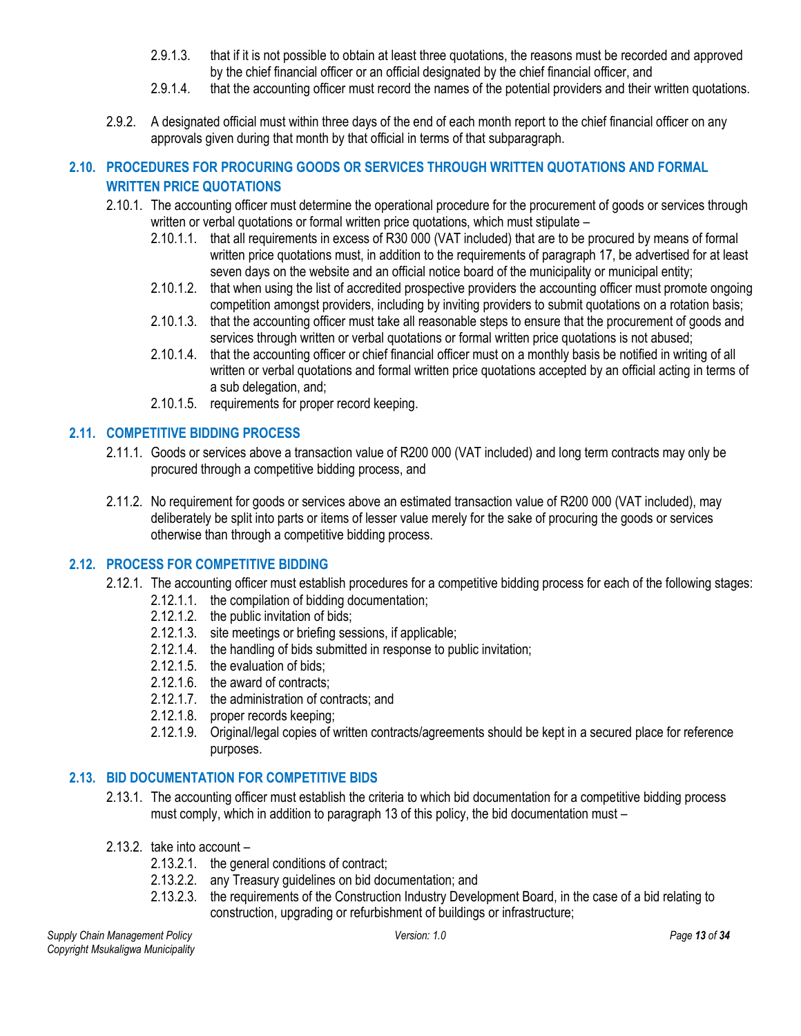2.9.1.3. that if it is not possible to obtain at least three quotations, the reasons must be recorded and approved by the chief financial officer or an official designated by the chief financial officer, and

2.9.1.4. that the accounting officer must record the names of the potential providers and their written quotations.

2.9.2. A designated official must within three days of the end of each month report to the chief financial officer on any approvals given during that month by that official in terms of that subparagraph.

## 2.10. PROCEDURES FOR PROCURING GOODS OR SERVICES THROUGH WRITTEN QUOTATIONS AND FORMAL WRITTEN PRICE QUOTATIONS

2.10.1. The accounting officer must determine the operational procedure for the procurement of goods or services through written or verbal quotations or formal written price quotations, which must stipulate –

2.10.1.1. that all requirements in excess of R30 000 (VAT included) that are to be procured by means of formal written price quotations must, in addition to the requirements of paragraph 17, be advertised for at least seven days on the website and an official notice board of the municipality or municipal entity;

2.10.1.2. that when using the list of accredited prospective providers the accounting officer must promote ongoing competition amongst providers, including by inviting providers to submit quotations on a rotation basis;

2.10.1.3. that the accounting officer must take all reasonable steps to ensure that the procurement of goods and services through written or verbal quotations or formal written price quotations is not abused;

2.10.1.4. that the accounting officer or chief financial officer must on a monthly basis be notified in writing of all written or verbal quotations and formal written price quotations accepted by an official acting in terms of a sub delegation, and;

2.10.1.5. requirements for proper record keeping.

## 2.11. COMPETITIVE BIDDING PROCESS

2.11.1. Goods or services above a transaction value of R200 000 (VAT included) and long term contracts may only be procured through a competitive bidding process, and

2.11.2. No requirement for goods or services above an estimated transaction value of R200 000 (VAT included), may deliberately be split into parts or items of lesser value merely for the sake of procuring the goods or services otherwise than through a competitive bidding process.

## 2.12. PROCESS FOR COMPETITIVE BIDDING

2.12.1. The accounting officer must establish procedures for a competitive bidding process for each of the following stages:

2.12.1.1. the compilation of bidding documentation;

2.12.1.2. the public invitation of bids;

2.12.1.3. site meetings or briefing sessions, if applicable;

2.12.1.4. the handling of bids submitted in response to public invitation;

2.12.1.5. the evaluation of bids;

2.12.1.6. the award of contracts;

2.12.1.7. the administration of contracts; and

2.12.1.8. proper records keeping;

2.12.1.9. Original/legal copies of written contracts/agreements should be kept in a secured place for reference purposes.

## 2.13. BID DOCUMENTATION FOR COMPETITIVE BIDS

2.13.1. The accounting officer must establish the criteria to which bid documentation for a competitive bidding process must comply, which in addition to paragraph 13 of this policy, the bid documentation must –

2.13.2. take into account –

2.13.2.1. the general conditions of contract;

2.13.2.2. any Treasury guidelines on bid documentation; and

2.13.2.3. the requirements of the Construction Industry Development Board, in the case of a bid relating to construction, upgrading or refurbishment of buildings or infrastructure;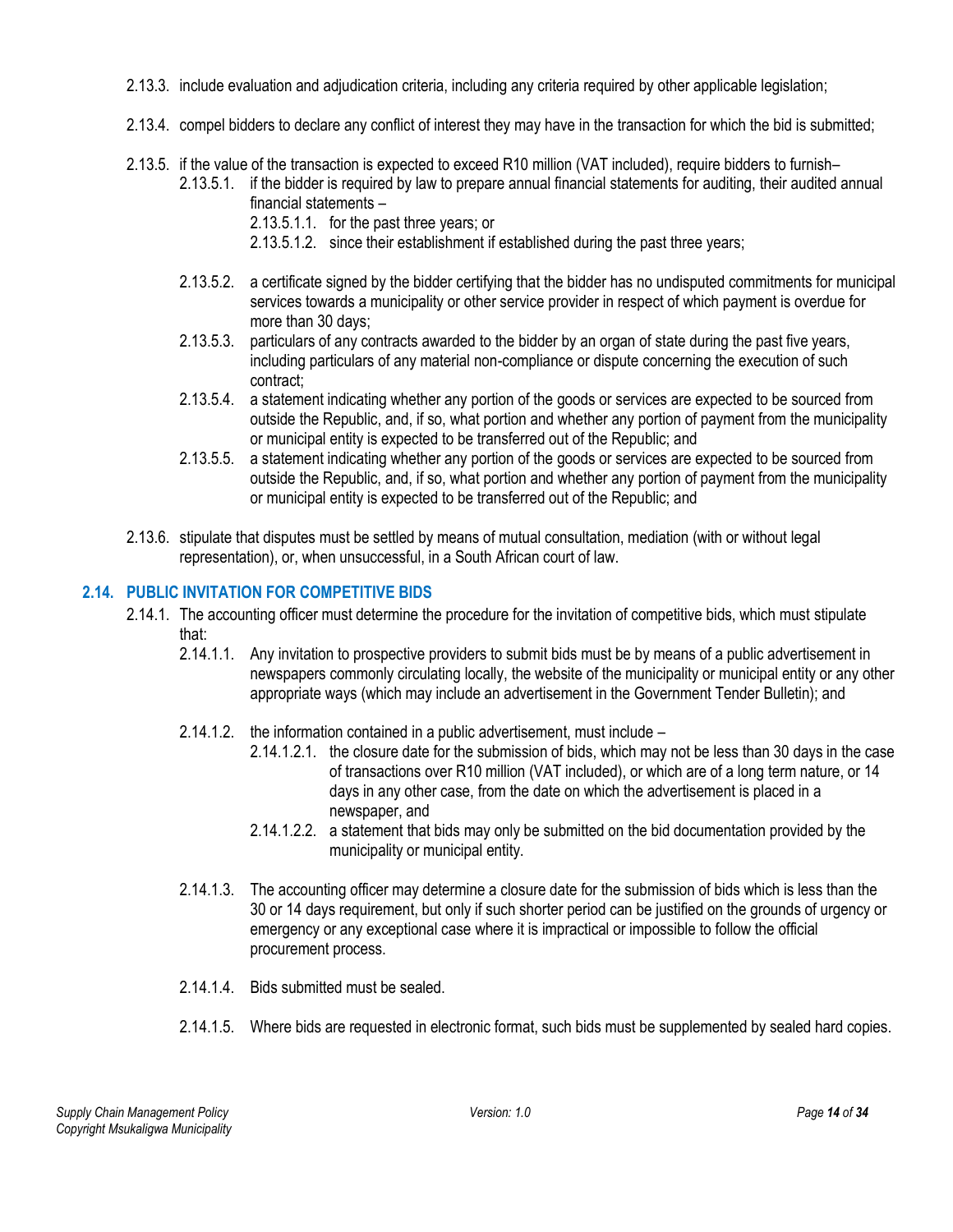2.13.3. include evaluation and adjudication criteria, including any criteria required by other applicable legislation;

2.13.4. compel bidders to declare any conflict of interest they may have in the transaction for which the bid is submitted;

2.13.5. if the value of the transaction is expected to exceed R10 million (VAT included), require bidders to furnish–

- 2.13.5.1. if the bidder is required by law to prepare annual financial statements for auditing, their audited annual financial statements –
  - 2.13.5.1.1. for the past three years; or
  - 2.13.5.1.2. since their establishment if established during the past three years;
- 2.13.5.2. a certificate signed by the bidder certifying that the bidder has no undisputed commitments for municipal services towards a municipality or other service provider in respect of which payment is overdue for more than 30 days;
- 2.13.5.3. particulars of any contracts awarded to the bidder by an organ of state during the past five years, including particulars of any material non-compliance or dispute concerning the execution of such contract;
- 2.13.5.4. a statement indicating whether any portion of the goods or services are expected to be sourced from outside the Republic, and, if so, what portion and whether any portion of payment from the municipality or municipal entity is expected to be transferred out of the Republic; and
- 2.13.5.5. a statement indicating whether any portion of the goods or services are expected to be sourced from outside the Republic, and, if so, what portion and whether any portion of payment from the municipality or municipal entity is expected to be transferred out of the Republic; and

2.13.6. stipulate that disputes must be settled by means of mutual consultation, mediation (with or without legal representation), or, when unsuccessful, in a South African court of law.

## 2.14. PUBLIC INVITATION FOR COMPETITIVE BIDS

2.14.1. The accounting officer must determine the procedure for the invitation of competitive bids, which must stipulate that:

- 2.14.1.1. Any invitation to prospective providers to submit bids must be by means of a public advertisement in newspapers commonly circulating locally, the website of the municipality or municipal entity or any other appropriate ways (which may include an advertisement in the Government Tender Bulletin); and
- 2.14.1.2. the information contained in a public advertisement, must include –
  - 2.14.1.2.1. the closure date for the submission of bids, which may not be less than 30 days in the case of transactions over R10 million (VAT included), or which are of a long term nature, or 14 days in any other case, from the date on which the advertisement is placed in a newspaper, and
  - 2.14.1.2.2. a statement that bids may only be submitted on the bid documentation provided by the municipality or municipal entity.
- 2.14.1.3. The accounting officer may determine a closure date for the submission of bids which is less than the 30 or 14 days requirement, but only if such shorter period can be justified on the grounds of urgency or emergency or any exceptional case where it is impractical or impossible to follow the official procurement process.
- 2.14.1.4. Bids submitted must be sealed.
- 2.14.1.5. Where bids are requested in electronic format, such bids must be supplemented by sealed hard copies.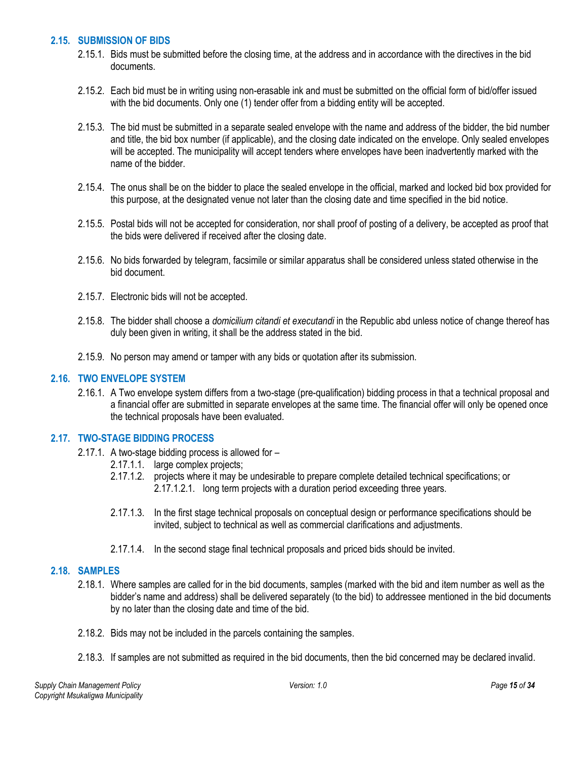## 2.15. SUBMISSION OF BIDS

2.15.1. Bids must be submitted before the closing time, at the address and in accordance with the directives in the bid documents.

2.15.2. Each bid must be in writing using non-erasable ink and must be submitted on the official form of bid/offer issued with the bid documents. Only one (1) tender offer from a bidding entity will be accepted.

2.15.3. The bid must be submitted in a separate sealed envelope with the name and address of the bidder, the bid number and title, the bid box number (if applicable), and the closing date indicated on the envelope. Only sealed envelopes will be accepted. The municipality will accept tenders where envelopes have been inadvertently marked with the name of the bidder.

2.15.4. The onus shall be on the bidder to place the sealed envelope in the official, marked and locked bid box provided for this purpose, at the designated venue not later than the closing date and time specified in the bid notice.

2.15.5. Postal bids will not be accepted for consideration, nor shall proof of posting of a delivery, be accepted as proof that the bids were delivered if received after the closing date.

2.15.6. No bids forwarded by telegram, facsimile or similar apparatus shall be considered unless stated otherwise in the bid document.

2.15.7. Electronic bids will not be accepted.

2.15.8. The bidder shall choose a *domicilium citandi et executandi* in the Republic abd unless notice of change thereof has duly been given in writing, it shall be the address stated in the bid.

2.15.9. No person may amend or tamper with any bids or quotation after its submission.

## 2.16. TWO ENVELOPE SYSTEM

2.16.1. A Two envelope system differs from a two-stage (pre-qualification) bidding process in that a technical proposal and a financial offer are submitted in separate envelopes at the same time. The financial offer will only be opened once the technical proposals have been evaluated.

## 2.17. TWO-STAGE BIDDING PROCESS

2.17.1. A two-stage bidding process is allowed for –

2.17.1.1. large complex projects;

2.17.1.2. projects where it may be undesirable to prepare complete detailed technical specifications; or

2.17.1.2.1. long term projects with a duration period exceeding three years.

2.17.1.3. In the first stage technical proposals on conceptual design or performance specifications should be invited, subject to technical as well as commercial clarifications and adjustments.

2.17.1.4. In the second stage final technical proposals and priced bids should be invited.

## 2.18. SAMPLES

2.18.1. Where samples are called for in the bid documents, samples (marked with the bid and item number as well as the bidder's name and address) shall be delivered separately (to the bid) to addressee mentioned in the bid documents by no later than the closing date and time of the bid.

2.18.2. Bids may not be included in the parcels containing the samples.

2.18.3. If samples are not submitted as required in the bid documents, then the bid concerned may be declared invalid.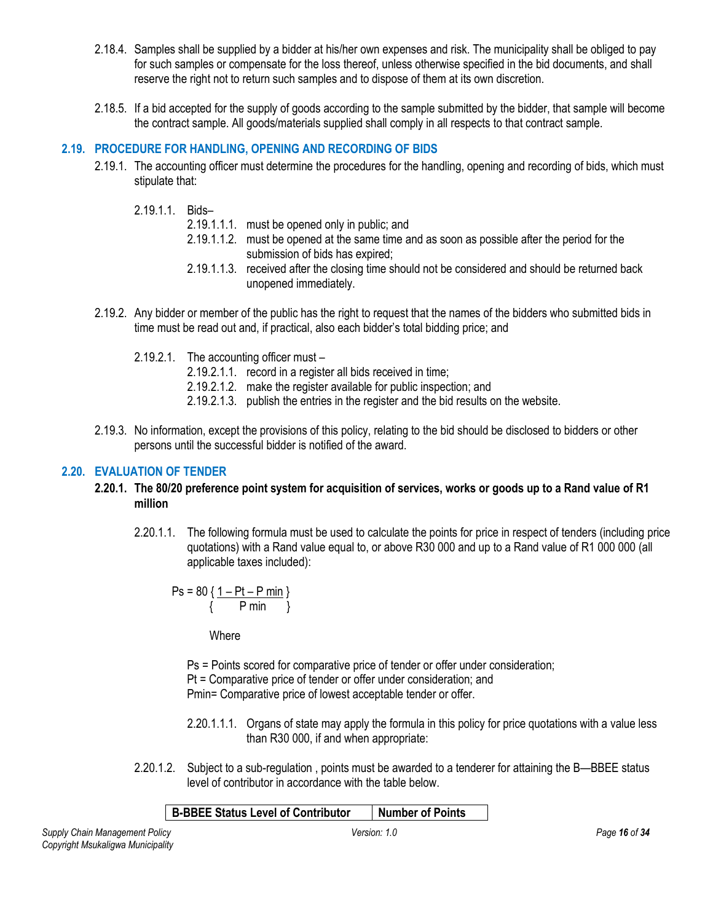2.18.4. Samples shall be supplied by a bidder at his/her own expenses and risk. The municipality shall be obliged to pay for such samples or compensate for the loss thereof, unless otherwise specified in the bid documents, and shall reserve the right not to return such samples and to dispose of them at its own discretion.

2.18.5. If a bid accepted for the supply of goods according to the sample submitted by the bidder, that sample will become the contract sample. All goods/materials supplied shall comply in all respects to that contract sample.

## 2.19. PROCEDURE FOR HANDLING, OPENING AND RECORDING OF BIDS

2.19.1. The accounting officer must determine the procedures for the handling, opening and recording of bids, which must stipulate that:

2.19.1.1. Bids–

- 2.19.1.1.1. must be opened only in public; and
- 2.19.1.1.2. must be opened at the same time and as soon as possible after the period for the submission of bids has expired;
- 2.19.1.1.3. received after the closing time should not be considered and should be returned back unopened immediately.

2.19.2. Any bidder or member of the public has the right to request that the names of the bidders who submitted bids in time must be read out and, if practical, also each bidder's total bidding price; and

2.19.2.1. The accounting officer must –

- 2.19.2.1.1. record in a register all bids received in time;
- 2.19.2.1.2. make the register available for public inspection; and
- 2.19.2.1.3. publish the entries in the register and the bid results on the website.

2.19.3. No information, except the provisions of this policy, relating to the bid should be disclosed to bidders or other persons until the successful bidder is notified of the award.

## 2.20. EVALUATION OF TENDER

**2.20.1. The 80/20 preference point system for acquisition of services, works or goods up to a Rand value of R1 million**

2.20.1.1. The following formula must be used to calculate the points for price in respect of tenders (including price quotations) with a Rand value equal to, or above R30 000 and up to a Rand value of R1 000 000 (all applicable taxes included):

$$Ps = 80 \left\{ \frac{1 - Pt - P\,min}{P\,min} \right\}$$

Where

Ps = Points scored for comparative price of tender or offer under consideration;
Pt = Comparative price of tender or offer under consideration; and
Pmin= Comparative price of lowest acceptable tender or offer.

2.20.1.1.1. Organs of state may apply the formula in this policy for price quotations with a value less than R30 000, if and when appropriate:

2.20.1.2. Subject to a sub-regulation , points must be awarded to a tenderer for attaining the B—BBEE status level of contributor in accordance with the table below.

| B-BBEE Status Level of Contributor | Number of Points |
|---|---|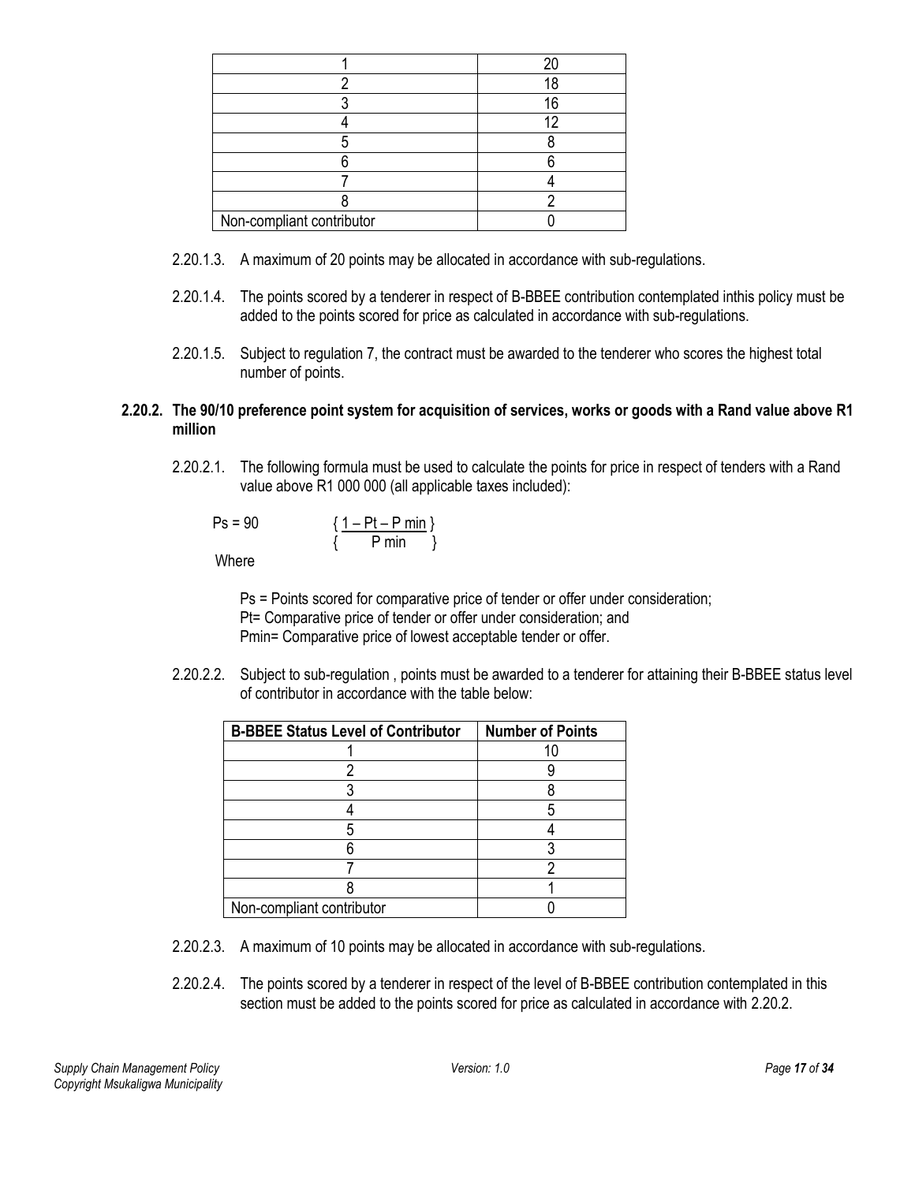| | |
|---|---|
| 1 | 20 |
| 2 | 18 |
| 3 | 16 |
| 4 | 12 |
| 5 | 8 |
| 6 | 6 |
| 7 | 4 |
| 8 | 2 |
| Non-compliant contributor | 0 |

2.20.1.3. A maximum of 20 points may be allocated in accordance with sub-regulations.

2.20.1.4. The points scored by a tenderer in respect of B-BBEE contribution contemplated inthis policy must be added to the points scored for price as calculated in accordance with sub-regulations.

2.20.1.5. Subject to regulation 7, the contract must be awarded to the tenderer who scores the highest total number of points.

**2.20.2. The 90/10 preference point system for acquisition of services, works or goods with a Rand value above R1 million**

2.20.2.1. The following formula must be used to calculate the points for price in respect of tenders with a Rand value above R1 000 000 (all applicable taxes included):

$$Ps = 90 \left\{ \frac{1 - Pt - P\,min}{P\,min} \right\}$$

Where

Ps = Points scored for comparative price of tender or offer under consideration;
Pt= Comparative price of tender or offer under consideration; and
Pmin= Comparative price of lowest acceptable tender or offer.

2.20.2.2. Subject to sub-regulation , points must be awarded to a tenderer for attaining their B-BBEE status level of contributor in accordance with the table below:

| B-BBEE Status Level of Contributor | Number of Points |
|---|---|
| 1 | 10 |
| 2 | 9 |
| 3 | 8 |
| 4 | 5 |
| 5 | 4 |
| 6 | 3 |
| 7 | 2 |
| 8 | 1 |
| Non-compliant contributor | 0 |

2.20.2.3. A maximum of 10 points may be allocated in accordance with sub-regulations.

2.20.2.4. The points scored by a tenderer in respect of the level of B-BBEE contribution contemplated in this section must be added to the points scored for price as calculated in accordance with 2.20.2.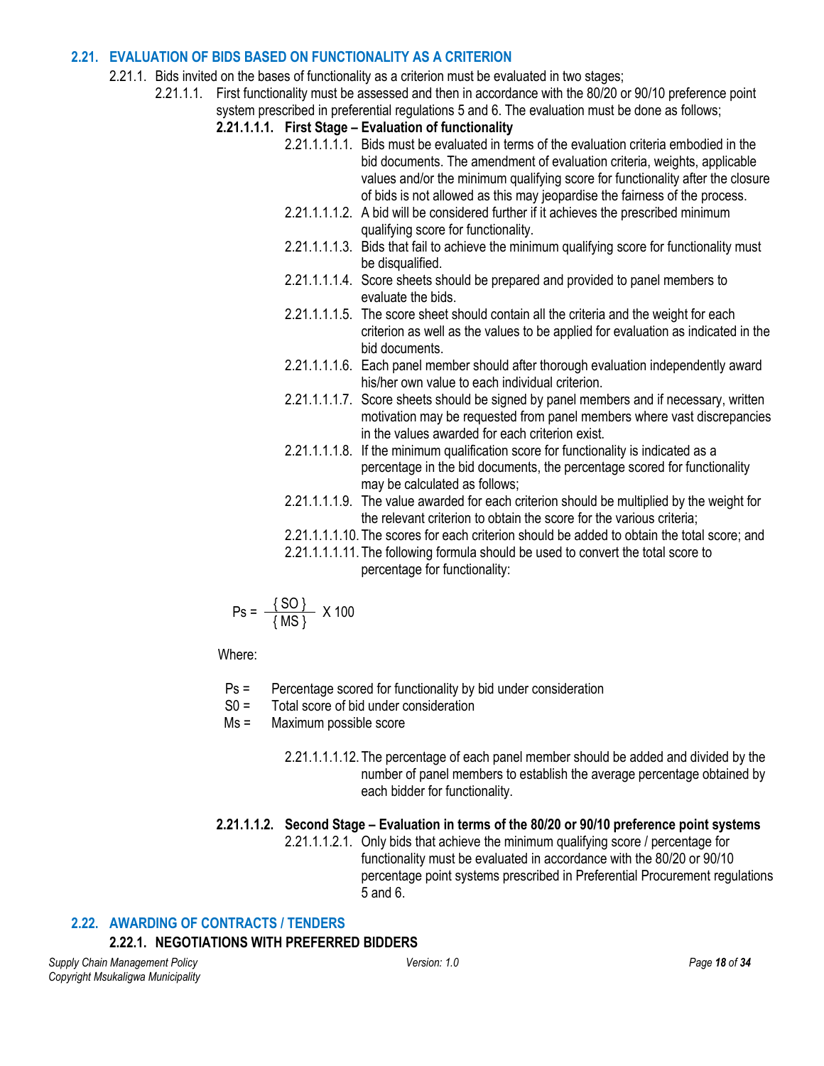## 2.21. EVALUATION OF BIDS BASED ON FUNCTIONALITY AS A CRITERION

2.21.1. Bids invited on the bases of functionality as a criterion must be evaluated in two stages;

2.21.1.1. First functionality must be assessed and then in accordance with the 80/20 or 90/10 preference point system prescribed in preferential regulations 5 and 6. The evaluation must be done as follows;

**2.21.1.1.1. First Stage – Evaluation of functionality**

2.21.1.1.1.1. Bids must be evaluated in terms of the evaluation criteria embodied in the bid documents. The amendment of evaluation criteria, weights, applicable values and/or the minimum qualifying score for functionality after the closure of bids is not allowed as this may jeopardise the fairness of the process.

2.21.1.1.1.2. A bid will be considered further if it achieves the prescribed minimum qualifying score for functionality.

2.21.1.1.1.3. Bids that fail to achieve the minimum qualifying score for functionality must be disqualified.

2.21.1.1.1.4. Score sheets should be prepared and provided to panel members to evaluate the bids.

2.21.1.1.1.5. The score sheet should contain all the criteria and the weight for each criterion as well as the values to be applied for evaluation as indicated in the bid documents.

2.21.1.1.1.6. Each panel member should after thorough evaluation independently award his/her own value to each individual criterion.

2.21.1.1.1.7. Score sheets should be signed by panel members and if necessary, written motivation may be requested from panel members where vast discrepancies in the values awarded for each criterion exist.

2.21.1.1.1.8. If the minimum qualification score for functionality is indicated as a percentage in the bid documents, the percentage scored for functionality may be calculated as follows;

2.21.1.1.1.9. The value awarded for each criterion should be multiplied by the weight for the relevant criterion to obtain the score for the various criteria;

2.21.1.1.1.10. The scores for each criterion should be added to obtain the total score; and

2.21.1.1.1.11. The following formula should be used to convert the total score to percentage for functionality:

$$Ps = \frac{\{ SO \}}{\{ MS \}} \text{ X } 100$$

Where:

Ps = Percentage scored for functionality by bid under consideration
S0 = Total score of bid under consideration
Ms = Maximum possible score

2.21.1.1.1.12. The percentage of each panel member should be added and divided by the number of panel members to establish the average percentage obtained by each bidder for functionality.

**2.21.1.1.2. Second Stage – Evaluation in terms of the 80/20 or 90/10 preference point systems**

2.21.1.1.2.1. Only bids that achieve the minimum qualifying score / percentage for functionality must be evaluated in accordance with the 80/20 or 90/10 percentage point systems prescribed in Preferential Procurement regulations 5 and 6.

## 2.22. AWARDING OF CONTRACTS / TENDERS

### 2.22.1. NEGOTIATIONS WITH PREFERRED BIDDERS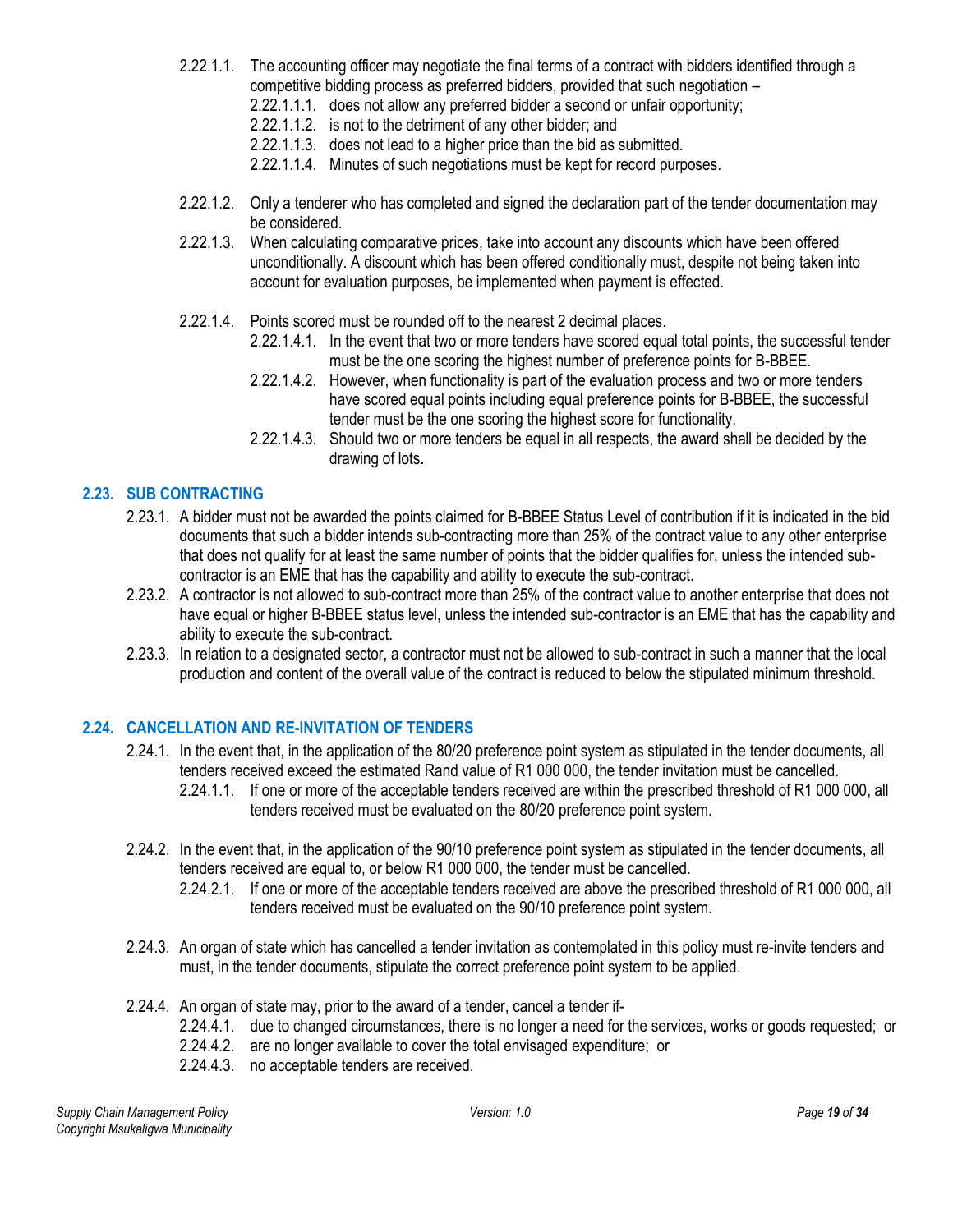2.22.1.1. The accounting officer may negotiate the final terms of a contract with bidders identified through a competitive bidding process as preferred bidders, provided that such negotiation –

2.22.1.1.1. does not allow any preferred bidder a second or unfair opportunity;

2.22.1.1.2. is not to the detriment of any other bidder; and

2.22.1.1.3. does not lead to a higher price than the bid as submitted.

2.22.1.1.4. Minutes of such negotiations must be kept for record purposes.

2.22.1.2. Only a tenderer who has completed and signed the declaration part of the tender documentation may be considered.

2.22.1.3. When calculating comparative prices, take into account any discounts which have been offered unconditionally. A discount which has been offered conditionally must, despite not being taken into account for evaluation purposes, be implemented when payment is effected.

2.22.1.4. Points scored must be rounded off to the nearest 2 decimal places.

2.22.1.4.1. In the event that two or more tenders have scored equal total points, the successful tender must be the one scoring the highest number of preference points for B-BBEE.

2.22.1.4.2. However, when functionality is part of the evaluation process and two or more tenders have scored equal points including equal preference points for B-BBEE, the successful tender must be the one scoring the highest score for functionality.

2.22.1.4.3. Should two or more tenders be equal in all respects, the award shall be decided by the drawing of lots.

## 2.23. SUB CONTRACTING

2.23.1. A bidder must not be awarded the points claimed for B-BBEE Status Level of contribution if it is indicated in the bid documents that such a bidder intends sub-contracting more than 25% of the contract value to any other enterprise that does not qualify for at least the same number of points that the bidder qualifies for, unless the intended sub-contractor is an EME that has the capability and ability to execute the sub-contract.

2.23.2. A contractor is not allowed to sub-contract more than 25% of the contract value to another enterprise that does not have equal or higher B-BBEE status level, unless the intended sub-contractor is an EME that has the capability and ability to execute the sub-contract.

2.23.3. In relation to a designated sector, a contractor must not be allowed to sub-contract in such a manner that the local production and content of the overall value of the contract is reduced to below the stipulated minimum threshold.

## 2.24. CANCELLATION AND RE-INVITATION OF TENDERS

2.24.1. In the event that, in the application of the 80/20 preference point system as stipulated in the tender documents, all tenders received exceed the estimated Rand value of R1 000 000, the tender invitation must be cancelled.

2.24.1.1. If one or more of the acceptable tenders received are within the prescribed threshold of R1 000 000, all tenders received must be evaluated on the 80/20 preference point system.

2.24.2. In the event that, in the application of the 90/10 preference point system as stipulated in the tender documents, all tenders received are equal to, or below R1 000 000, the tender must be cancelled.

2.24.2.1. If one or more of the acceptable tenders received are above the prescribed threshold of R1 000 000, all tenders received must be evaluated on the 90/10 preference point system.

2.24.3. An organ of state which has cancelled a tender invitation as contemplated in this policy must re-invite tenders and must, in the tender documents, stipulate the correct preference point system to be applied.

2.24.4. An organ of state may, prior to the award of a tender, cancel a tender if-

2.24.4.1. due to changed circumstances, there is no longer a need for the services, works or goods requested; or

2.24.4.2. are no longer available to cover the total envisaged expenditure; or

2.24.4.3. no acceptable tenders are received.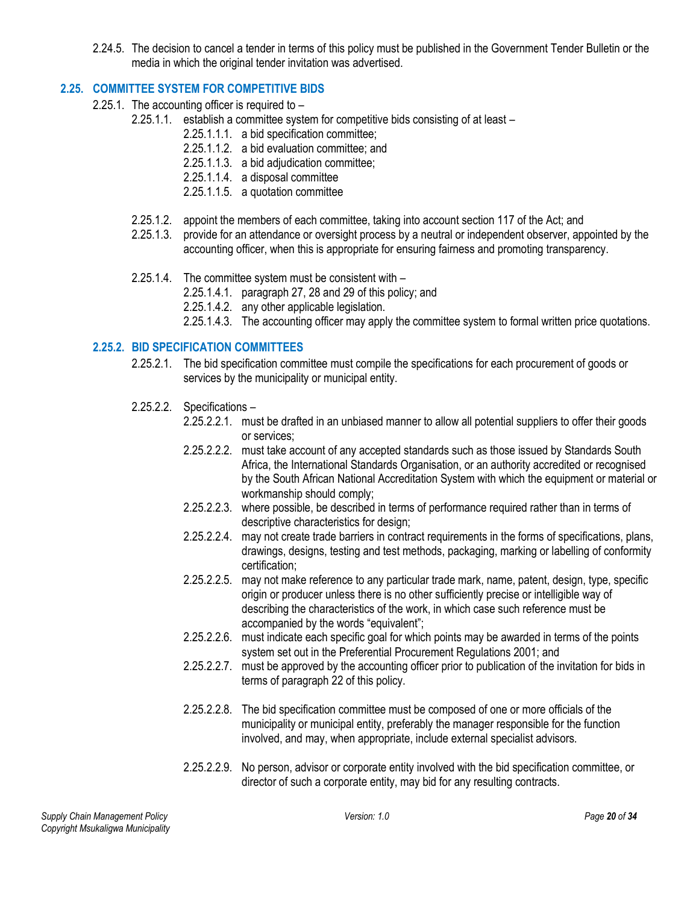2.24.5. The decision to cancel a tender in terms of this policy must be published in the Government Tender Bulletin or the media in which the original tender invitation was advertised.

## 2.25. COMMITTEE SYSTEM FOR COMPETITIVE BIDS

2.25.1. The accounting officer is required to –

- 2.25.1.1. establish a committee system for competitive bids consisting of at least –
  - 2.25.1.1.1. a bid specification committee;
  - 2.25.1.1.2. a bid evaluation committee; and
  - 2.25.1.1.3. a bid adjudication committee;
  - 2.25.1.1.4. a disposal committee
  - 2.25.1.1.5. a quotation committee
- 2.25.1.2. appoint the members of each committee, taking into account section 117 of the Act; and
- 2.25.1.3. provide for an attendance or oversight process by a neutral or independent observer, appointed by the accounting officer, when this is appropriate for ensuring fairness and promoting transparency.
- 2.25.1.4. The committee system must be consistent with –
  - 2.25.1.4.1. paragraph 27, 28 and 29 of this policy; and
  - 2.25.1.4.2. any other applicable legislation.
  - 2.25.1.4.3. The accounting officer may apply the committee system to formal written price quotations.

### 2.25.2. BID SPECIFICATION COMMITTEES

- 2.25.2.1. The bid specification committee must compile the specifications for each procurement of goods or services by the municipality or municipal entity.
- 2.25.2.2. Specifications –
  - 2.25.2.2.1. must be drafted in an unbiased manner to allow all potential suppliers to offer their goods or services;
  - 2.25.2.2.2. must take account of any accepted standards such as those issued by Standards South Africa, the International Standards Organisation, or an authority accredited or recognised by the South African National Accreditation System with which the equipment or material or workmanship should comply;
  - 2.25.2.2.3. where possible, be described in terms of performance required rather than in terms of descriptive characteristics for design;
  - 2.25.2.2.4. may not create trade barriers in contract requirements in the forms of specifications, plans, drawings, designs, testing and test methods, packaging, marking or labelling of conformity certification;
  - 2.25.2.2.5. may not make reference to any particular trade mark, name, patent, design, type, specific origin or producer unless there is no other sufficiently precise or intelligible way of describing the characteristics of the work, in which case such reference must be accompanied by the words "equivalent";
  - 2.25.2.2.6. must indicate each specific goal for which points may be awarded in terms of the points system set out in the Preferential Procurement Regulations 2001; and
  - 2.25.2.2.7. must be approved by the accounting officer prior to publication of the invitation for bids in terms of paragraph 22 of this policy.
  - 2.25.2.2.8. The bid specification committee must be composed of one or more officials of the municipality or municipal entity, preferably the manager responsible for the function involved, and may, when appropriate, include external specialist advisors.
  - 2.25.2.2.9. No person, advisor or corporate entity involved with the bid specification committee, or director of such a corporate entity, may bid for any resulting contracts.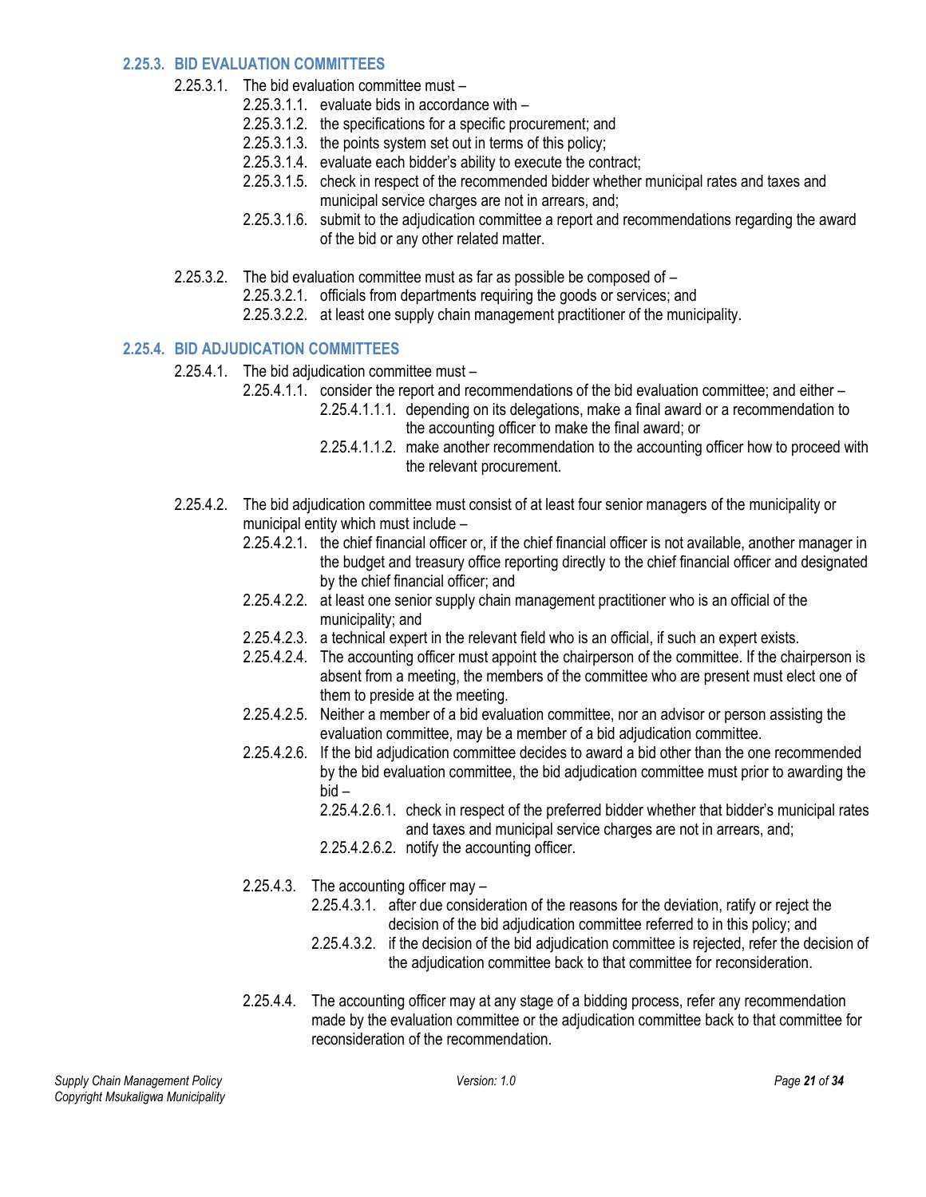### 2.25.3. BID EVALUATION COMMITTEES

2.25.3.1. The bid evaluation committee must –

- 2.25.3.1.1. evaluate bids in accordance with –
- 2.25.3.1.2. the specifications for a specific procurement; and
- 2.25.3.1.3. the points system set out in terms of this policy;
- 2.25.3.1.4. evaluate each bidder's ability to execute the contract;
- 2.25.3.1.5. check in respect of the recommended bidder whether municipal rates and taxes and municipal service charges are not in arrears, and;
- 2.25.3.1.6. submit to the adjudication committee a report and recommendations regarding the award of the bid or any other related matter.

2.25.3.2. The bid evaluation committee must as far as possible be composed of –

- 2.25.3.2.1. officials from departments requiring the goods or services; and
- 2.25.3.2.2. at least one supply chain management practitioner of the municipality.

### 2.25.4. BID ADJUDICATION COMMITTEES

2.25.4.1. The bid adjudication committee must –

- 2.25.4.1.1. consider the report and recommendations of the bid evaluation committee; and either –
  - 2.25.4.1.1.1. depending on its delegations, make a final award or a recommendation to the accounting officer to make the final award; or
  - 2.25.4.1.1.2. make another recommendation to the accounting officer how to proceed with the relevant procurement.

2.25.4.2. The bid adjudication committee must consist of at least four senior managers of the municipality or municipal entity which must include –

- 2.25.4.2.1. the chief financial officer or, if the chief financial officer is not available, another manager in the budget and treasury office reporting directly to the chief financial officer and designated by the chief financial officer; and
- 2.25.4.2.2. at least one senior supply chain management practitioner who is an official of the municipality; and
- 2.25.4.2.3. a technical expert in the relevant field who is an official, if such an expert exists.
- 2.25.4.2.4. The accounting officer must appoint the chairperson of the committee. If the chairperson is absent from a meeting, the members of the committee who are present must elect one of them to preside at the meeting.
- 2.25.4.2.5. Neither a member of a bid evaluation committee, nor an advisor or person assisting the evaluation committee, may be a member of a bid adjudication committee.
- 2.25.4.2.6. If the bid adjudication committee decides to award a bid other than the one recommended by the bid evaluation committee, the bid adjudication committee must prior to awarding the bid –
  - 2.25.4.2.6.1. check in respect of the preferred bidder whether that bidder's municipal rates and taxes and municipal service charges are not in arrears, and;
  - 2.25.4.2.6.2. notify the accounting officer.

2.25.4.3. The accounting officer may –

- 2.25.4.3.1. after due consideration of the reasons for the deviation, ratify or reject the decision of the bid adjudication committee referred to in this policy; and
- 2.25.4.3.2. if the decision of the bid adjudication committee is rejected, refer the decision of the adjudication committee back to that committee for reconsideration.

2.25.4.4. The accounting officer may at any stage of a bidding process, refer any recommendation made by the evaluation committee or the adjudication committee back to that committee for reconsideration of the recommendation.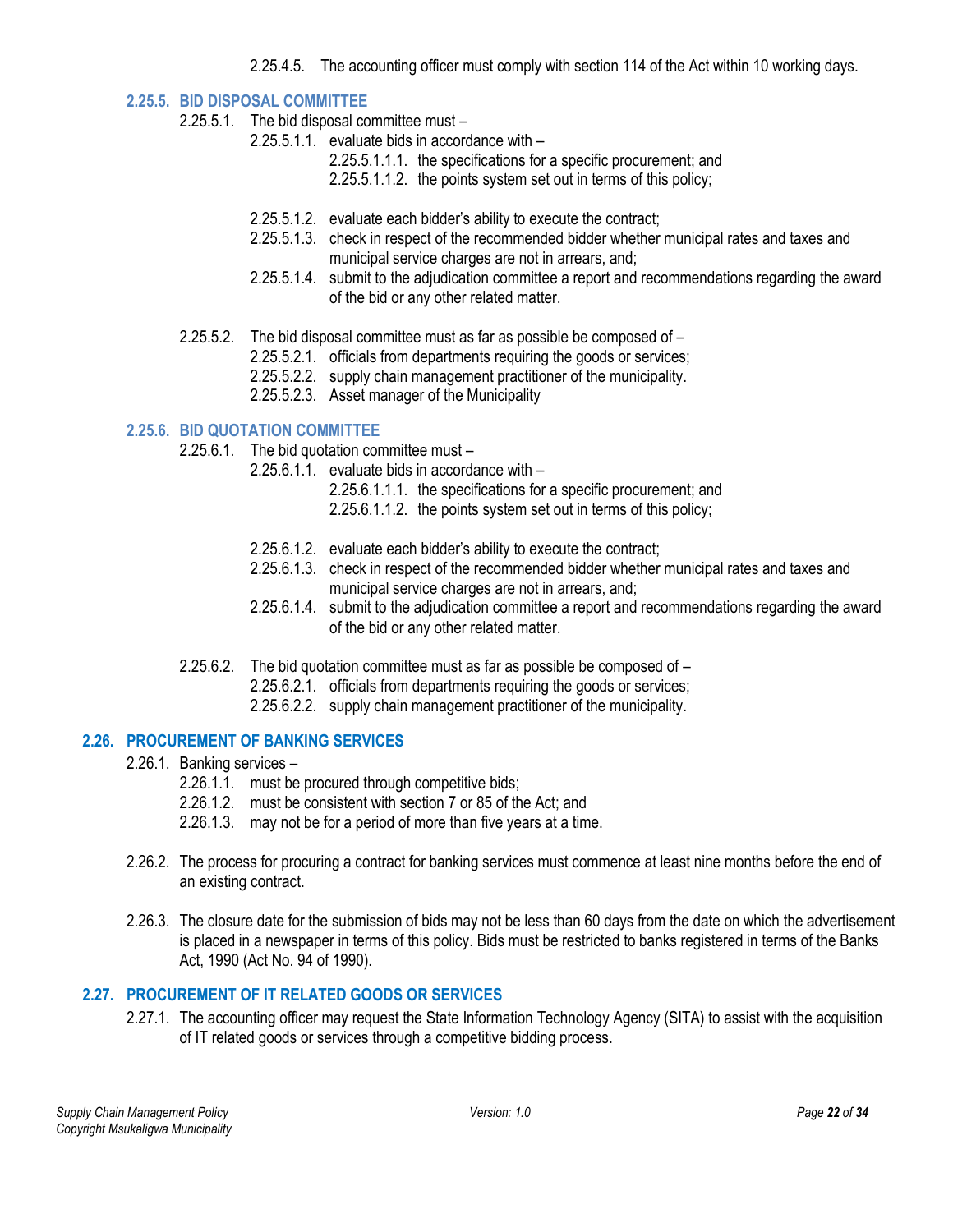2.25.4.5. The accounting officer must comply with section 114 of the Act within 10 working days.

### 2.25.5. BID DISPOSAL COMMITTEE

2.25.5.1. The bid disposal committee must –

- 2.25.5.1.1. evaluate bids in accordance with –
  - 2.25.5.1.1.1. the specifications for a specific procurement; and
  - 2.25.5.1.1.2. the points system set out in terms of this policy;
- 2.25.5.1.2. evaluate each bidder's ability to execute the contract;
- 2.25.5.1.3. check in respect of the recommended bidder whether municipal rates and taxes and municipal service charges are not in arrears, and;
- 2.25.5.1.4. submit to the adjudication committee a report and recommendations regarding the award of the bid or any other related matter.

2.25.5.2. The bid disposal committee must as far as possible be composed of –

- 2.25.5.2.1. officials from departments requiring the goods or services;
- 2.25.5.2.2. supply chain management practitioner of the municipality.
- 2.25.5.2.3. Asset manager of the Municipality

### 2.25.6. BID QUOTATION COMMITTEE

2.25.6.1. The bid quotation committee must –

- 2.25.6.1.1. evaluate bids in accordance with –
  - 2.25.6.1.1.1. the specifications for a specific procurement; and
  - 2.25.6.1.1.2. the points system set out in terms of this policy;
- 2.25.6.1.2. evaluate each bidder's ability to execute the contract;
- 2.25.6.1.3. check in respect of the recommended bidder whether municipal rates and taxes and municipal service charges are not in arrears, and;
- 2.25.6.1.4. submit to the adjudication committee a report and recommendations regarding the award of the bid or any other related matter.

2.25.6.2. The bid quotation committee must as far as possible be composed of –

- 2.25.6.2.1. officials from departments requiring the goods or services;
- 2.25.6.2.2. supply chain management practitioner of the municipality.

## 2.26. PROCUREMENT OF BANKING SERVICES

2.26.1. Banking services –

- 2.26.1.1. must be procured through competitive bids;
- 2.26.1.2. must be consistent with section 7 or 85 of the Act; and
- 2.26.1.3. may not be for a period of more than five years at a time.

2.26.2. The process for procuring a contract for banking services must commence at least nine months before the end of an existing contract.

2.26.3. The closure date for the submission of bids may not be less than 60 days from the date on which the advertisement is placed in a newspaper in terms of this policy. Bids must be restricted to banks registered in terms of the Banks Act, 1990 (Act No. 94 of 1990).

## 2.27. PROCUREMENT OF IT RELATED GOODS OR SERVICES

2.27.1. The accounting officer may request the State Information Technology Agency (SITA) to assist with the acquisition of IT related goods or services through a competitive bidding process.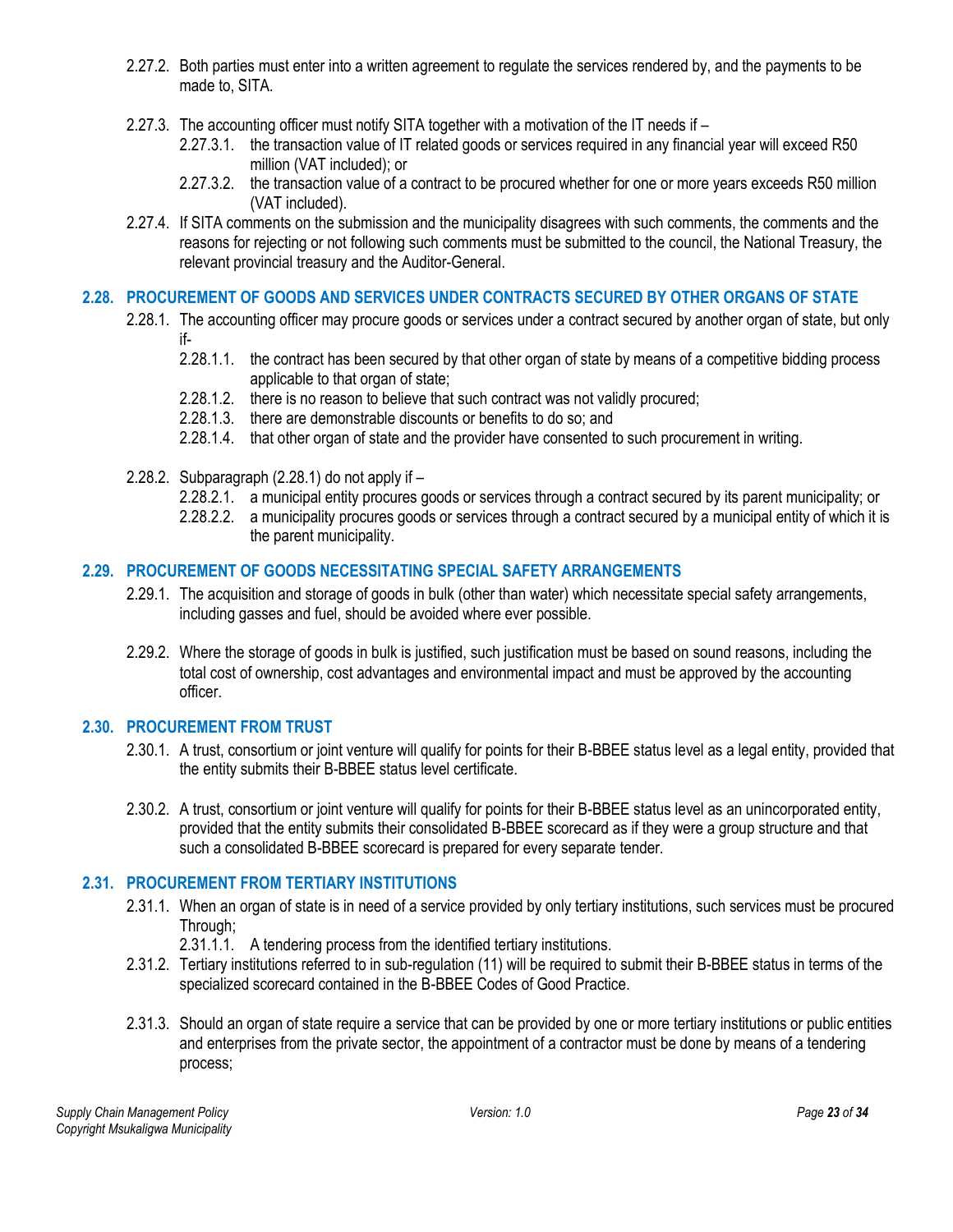2.27.2. Both parties must enter into a written agreement to regulate the services rendered by, and the payments to be made to, SITA.

2.27.3. The accounting officer must notify SITA together with a motivation of the IT needs if –

- 2.27.3.1. the transaction value of IT related goods or services required in any financial year will exceed R50 million (VAT included); or
- 2.27.3.2. the transaction value of a contract to be procured whether for one or more years exceeds R50 million (VAT included).

2.27.4. If SITA comments on the submission and the municipality disagrees with such comments, the comments and the reasons for rejecting or not following such comments must be submitted to the council, the National Treasury, the relevant provincial treasury and the Auditor-General.

## 2.28. PROCUREMENT OF GOODS AND SERVICES UNDER CONTRACTS SECURED BY OTHER ORGANS OF STATE

2.28.1. The accounting officer may procure goods or services under a contract secured by another organ of state, but only if-

- 2.28.1.1. the contract has been secured by that other organ of state by means of a competitive bidding process applicable to that organ of state;
- 2.28.1.2. there is no reason to believe that such contract was not validly procured;
- 2.28.1.3. there are demonstrable discounts or benefits to do so; and
- 2.28.1.4. that other organ of state and the provider have consented to such procurement in writing.

2.28.2. Subparagraph (2.28.1) do not apply if –

- 2.28.2.1. a municipal entity procures goods or services through a contract secured by its parent municipality; or
- 2.28.2.2. a municipality procures goods or services through a contract secured by a municipal entity of which it is the parent municipality.

## 2.29. PROCUREMENT OF GOODS NECESSITATING SPECIAL SAFETY ARRANGEMENTS

2.29.1. The acquisition and storage of goods in bulk (other than water) which necessitate special safety arrangements, including gasses and fuel, should be avoided where ever possible.

2.29.2. Where the storage of goods in bulk is justified, such justification must be based on sound reasons, including the total cost of ownership, cost advantages and environmental impact and must be approved by the accounting officer.

## 2.30. PROCUREMENT FROM TRUST

2.30.1. A trust, consortium or joint venture will qualify for points for their B-BBEE status level as a legal entity, provided that the entity submits their B-BBEE status level certificate.

2.30.2. A trust, consortium or joint venture will qualify for points for their B-BBEE status level as an unincorporated entity, provided that the entity submits their consolidated B-BBEE scorecard as if they were a group structure and that such a consolidated B-BBEE scorecard is prepared for every separate tender.

## 2.31. PROCUREMENT FROM TERTIARY INSTITUTIONS

2.31.1. When an organ of state is in need of a service provided by only tertiary institutions, such services must be procured Through;

- 2.31.1.1. A tendering process from the identified tertiary institutions.

2.31.2. Tertiary institutions referred to in sub-regulation (11) will be required to submit their B-BBEE status in terms of the specialized scorecard contained in the B-BBEE Codes of Good Practice.

2.31.3. Should an organ of state require a service that can be provided by one or more tertiary institutions or public entities and enterprises from the private sector, the appointment of a contractor must be done by means of a tendering process;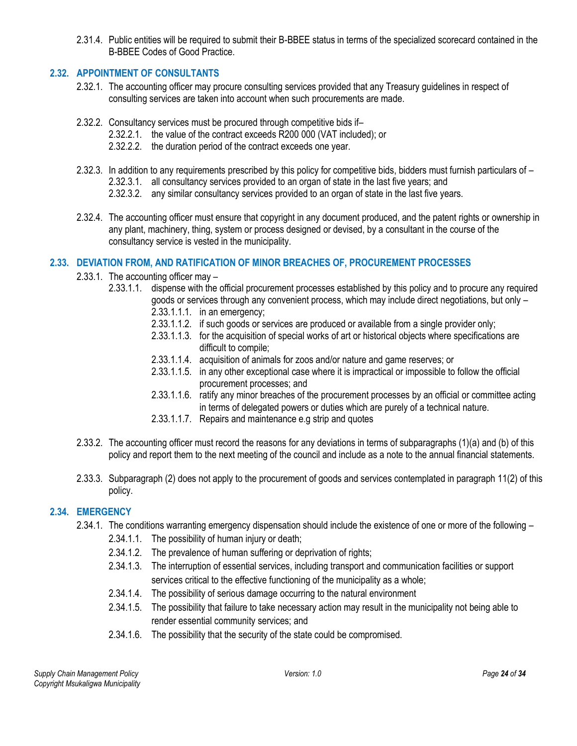2.31.4. Public entities will be required to submit their B-BBEE status in terms of the specialized scorecard contained in the B-BBEE Codes of Good Practice.

## 2.32. APPOINTMENT OF CONSULTANTS

2.32.1. The accounting officer may procure consulting services provided that any Treasury guidelines in respect of consulting services are taken into account when such procurements are made.

2.32.2. Consultancy services must be procured through competitive bids if–

- 2.32.2.1. the value of the contract exceeds R200 000 (VAT included); or
- 2.32.2.2. the duration period of the contract exceeds one year.

2.32.3. In addition to any requirements prescribed by this policy for competitive bids, bidders must furnish particulars of –

- 2.32.3.1. all consultancy services provided to an organ of state in the last five years; and
- 2.32.3.2. any similar consultancy services provided to an organ of state in the last five years.

2.32.4. The accounting officer must ensure that copyright in any document produced, and the patent rights or ownership in any plant, machinery, thing, system or process designed or devised, by a consultant in the course of the consultancy service is vested in the municipality.

## 2.33. DEVIATION FROM, AND RATIFICATION OF MINOR BREACHES OF, PROCUREMENT PROCESSES

2.33.1. The accounting officer may –

- 2.33.1.1. dispense with the official procurement processes established by this policy and to procure any required goods or services through any convenient process, which may include direct negotiations, but only –
  - 2.33.1.1.1. in an emergency;
  - 2.33.1.1.2. if such goods or services are produced or available from a single provider only;
  - 2.33.1.1.3. for the acquisition of special works of art or historical objects where specifications are difficult to compile;
  - 2.33.1.1.4. acquisition of animals for zoos and/or nature and game reserves; or
  - 2.33.1.1.5. in any other exceptional case where it is impractical or impossible to follow the official procurement processes; and
  - 2.33.1.1.6. ratify any minor breaches of the procurement processes by an official or committee acting in terms of delegated powers or duties which are purely of a technical nature.
  - 2.33.1.1.7. Repairs and maintenance e.g strip and quotes

2.33.2. The accounting officer must record the reasons for any deviations in terms of subparagraphs (1)(a) and (b) of this policy and report them to the next meeting of the council and include as a note to the annual financial statements.

2.33.3. Subparagraph (2) does not apply to the procurement of goods and services contemplated in paragraph 11(2) of this policy.

## 2.34. EMERGENCY

2.34.1. The conditions warranting emergency dispensation should include the existence of one or more of the following –

- 2.34.1.1. The possibility of human injury or death;
- 2.34.1.2. The prevalence of human suffering or deprivation of rights;
- 2.34.1.3. The interruption of essential services, including transport and communication facilities or support services critical to the effective functioning of the municipality as a whole;
- 2.34.1.4. The possibility of serious damage occurring to the natural environment
- 2.34.1.5. The possibility that failure to take necessary action may result in the municipality not being able to render essential community services; and
- 2.34.1.6. The possibility that the security of the state could be compromised.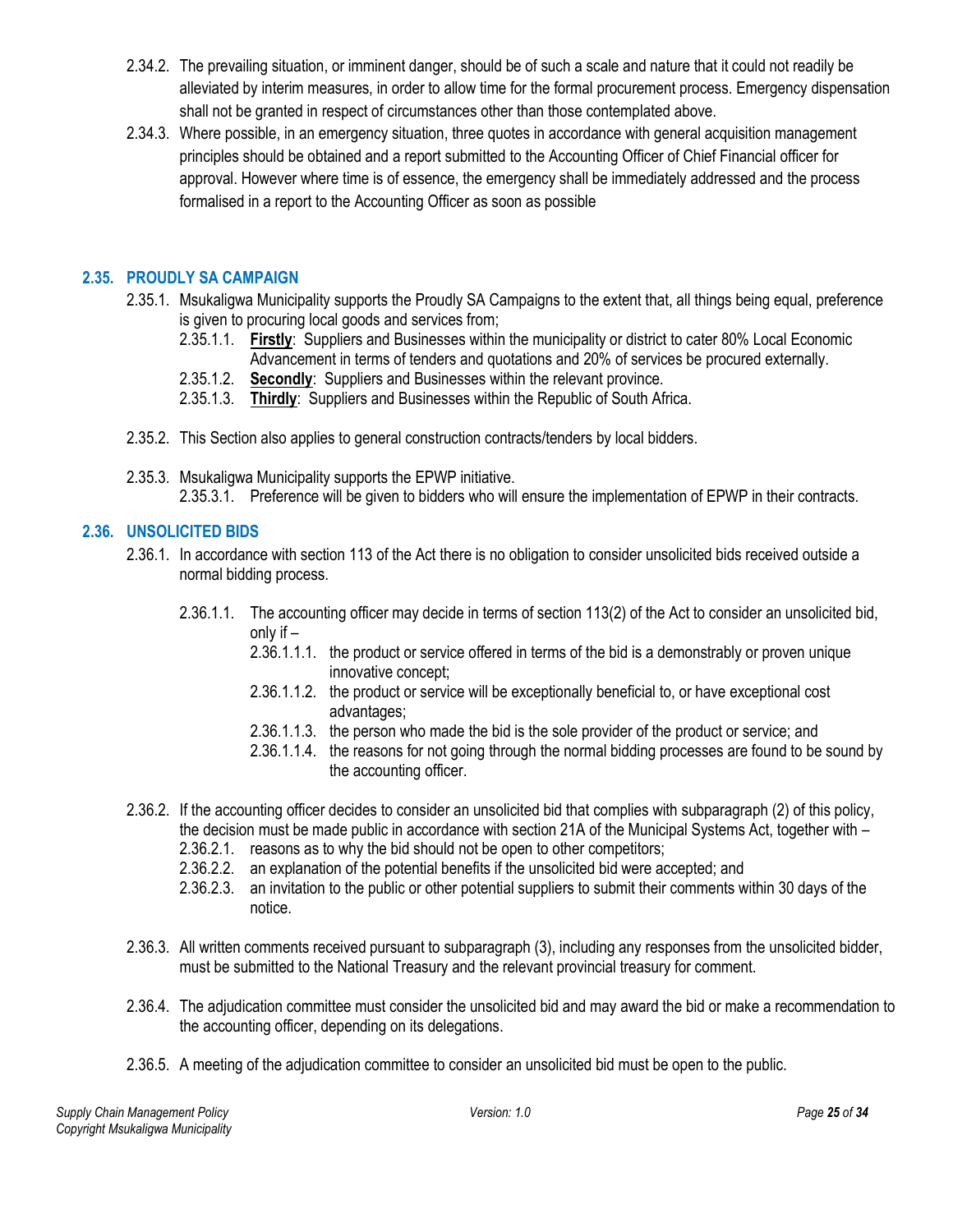2.34.2. The prevailing situation, or imminent danger, should be of such a scale and nature that it could not readily be alleviated by interim measures, in order to allow time for the formal procurement process. Emergency dispensation shall not be granted in respect of circumstances other than those contemplated above.

2.34.3. Where possible, in an emergency situation, three quotes in accordance with general acquisition management principles should be obtained and a report submitted to the Accounting Officer of Chief Financial officer for approval. However where time is of essence, the emergency shall be immediately addressed and the process formalised in a report to the Accounting Officer as soon as possible

## 2.35. PROUDLY SA CAMPAIGN

2.35.1. Msukaligwa Municipality supports the Proudly SA Campaigns to the extent that, all things being equal, preference is given to procuring local goods and services from;

2.35.1.1. **Firstly**: Suppliers and Businesses within the municipality or district to cater 80% Local Economic Advancement in terms of tenders and quotations and 20% of services be procured externally.

2.35.1.2. **Secondly**: Suppliers and Businesses within the relevant province.

2.35.1.3. **Thirdly**: Suppliers and Businesses within the Republic of South Africa.

2.35.2. This Section also applies to general construction contracts/tenders by local bidders.

2.35.3. Msukaligwa Municipality supports the EPWP initiative.

2.35.3.1. Preference will be given to bidders who will ensure the implementation of EPWP in their contracts.

## 2.36. UNSOLICITED BIDS

2.36.1. In accordance with section 113 of the Act there is no obligation to consider unsolicited bids received outside a normal bidding process.

2.36.1.1. The accounting officer may decide in terms of section 113(2) of the Act to consider an unsolicited bid, only if –

2.36.1.1.1. the product or service offered in terms of the bid is a demonstrably or proven unique innovative concept;

2.36.1.1.2. the product or service will be exceptionally beneficial to, or have exceptional cost advantages;

2.36.1.1.3. the person who made the bid is the sole provider of the product or service; and

2.36.1.1.4. the reasons for not going through the normal bidding processes are found to be sound by the accounting officer.

2.36.2. If the accounting officer decides to consider an unsolicited bid that complies with subparagraph (2) of this policy, the decision must be made public in accordance with section 21A of the Municipal Systems Act, together with –

2.36.2.1. reasons as to why the bid should not be open to other competitors;

2.36.2.2. an explanation of the potential benefits if the unsolicited bid were accepted; and

2.36.2.3. an invitation to the public or other potential suppliers to submit their comments within 30 days of the notice.

2.36.3. All written comments received pursuant to subparagraph (3), including any responses from the unsolicited bidder, must be submitted to the National Treasury and the relevant provincial treasury for comment.

2.36.4. The adjudication committee must consider the unsolicited bid and may award the bid or make a recommendation to the accounting officer, depending on its delegations.

2.36.5. A meeting of the adjudication committee to consider an unsolicited bid must be open to the public.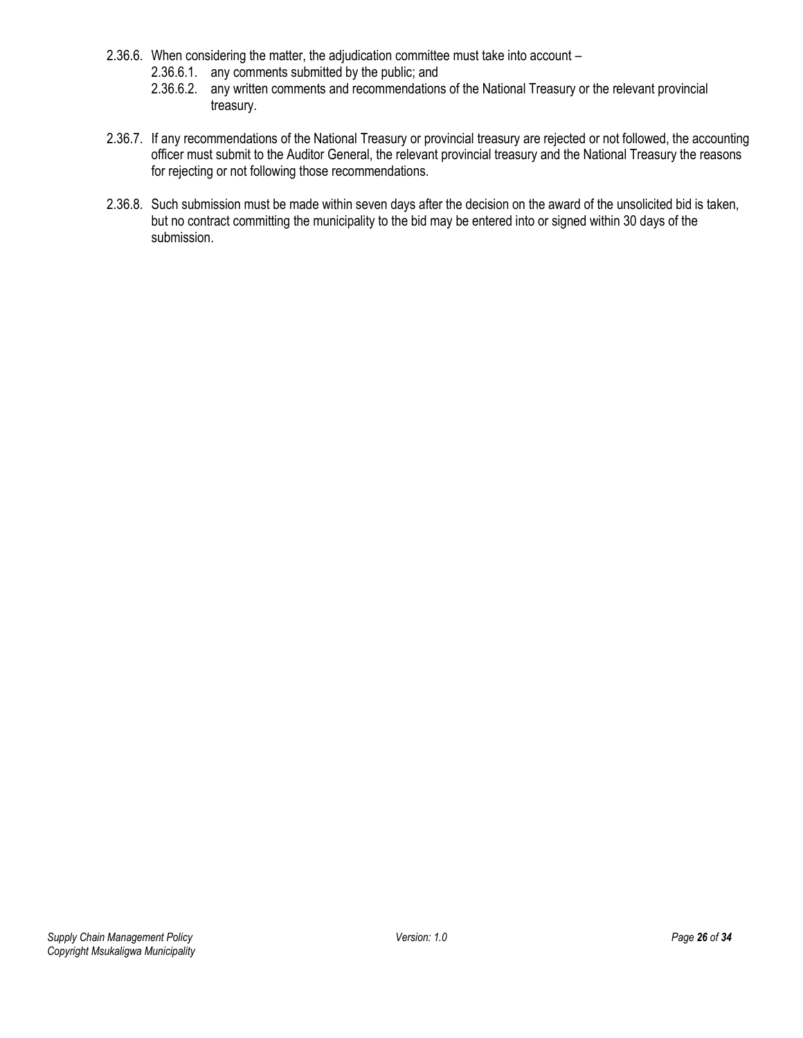2.36.6. When considering the matter, the adjudication committee must take into account –

2.36.6.1. any comments submitted by the public; and

2.36.6.2. any written comments and recommendations of the National Treasury or the relevant provincial treasury.

2.36.7. If any recommendations of the National Treasury or provincial treasury are rejected or not followed, the accounting officer must submit to the Auditor General, the relevant provincial treasury and the National Treasury the reasons for rejecting or not following those recommendations.

2.36.8. Such submission must be made within seven days after the decision on the award of the unsolicited bid is taken, but no contract committing the municipality to the bid may be entered into or signed within 30 days of the submission.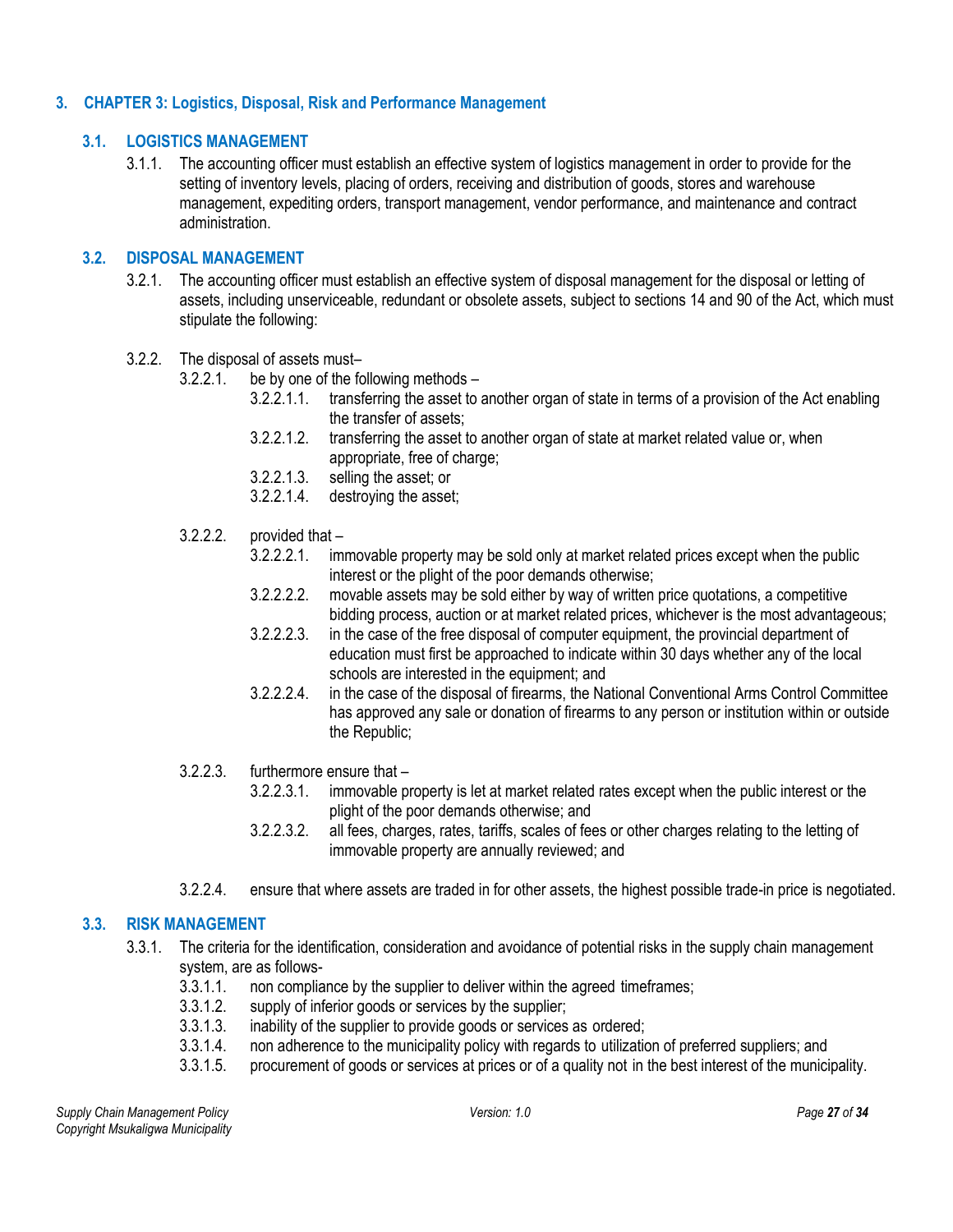## 3. CHAPTER 3: Logistics, Disposal, Risk and Performance Management

### 3.1. LOGISTICS MANAGEMENT

3.1.1. The accounting officer must establish an effective system of logistics management in order to provide for the setting of inventory levels, placing of orders, receiving and distribution of goods, stores and warehouse management, expediting orders, transport management, vendor performance, and maintenance and contract administration.

### 3.2. DISPOSAL MANAGEMENT

3.2.1. The accounting officer must establish an effective system of disposal management for the disposal or letting of assets, including unserviceable, redundant or obsolete assets, subject to sections 14 and 90 of the Act, which must stipulate the following:

3.2.2. The disposal of assets must–

- 3.2.2.1. be by one of the following methods –
  - 3.2.2.1.1. transferring the asset to another organ of state in terms of a provision of the Act enabling the transfer of assets;
  - 3.2.2.1.2. transferring the asset to another organ of state at market related value or, when appropriate, free of charge;
  - 3.2.2.1.3. selling the asset; or
  - 3.2.2.1.4. destroying the asset;

- 3.2.2.2. provided that –
  - 3.2.2.2.1. immovable property may be sold only at market related prices except when the public interest or the plight of the poor demands otherwise;
  - 3.2.2.2.2. movable assets may be sold either by way of written price quotations, a competitive bidding process, auction or at market related prices, whichever is the most advantageous;
  - 3.2.2.2.3. in the case of the free disposal of computer equipment, the provincial department of education must first be approached to indicate within 30 days whether any of the local schools are interested in the equipment; and
  - 3.2.2.2.4. in the case of the disposal of firearms, the National Conventional Arms Control Committee has approved any sale or donation of firearms to any person or institution within or outside the Republic;

- 3.2.2.3. furthermore ensure that –
  - 3.2.2.3.1. immovable property is let at market related rates except when the public interest or the plight of the poor demands otherwise; and
  - 3.2.2.3.2. all fees, charges, rates, tariffs, scales of fees or other charges relating to the letting of immovable property are annually reviewed; and

- 3.2.2.4. ensure that where assets are traded in for other assets, the highest possible trade-in price is negotiated.

### 3.3. RISK MANAGEMENT

3.3.1. The criteria for the identification, consideration and avoidance of potential risks in the supply chain management system, are as follows-

- 3.3.1.1. non compliance by the supplier to deliver within the agreed timeframes;
- 3.3.1.2. supply of inferior goods or services by the supplier;
- 3.3.1.3. inability of the supplier to provide goods or services as ordered;
- 3.3.1.4. non adherence to the municipality policy with regards to utilization of preferred suppliers; and
- 3.3.1.5. procurement of goods or services at prices or of a quality not in the best interest of the municipality.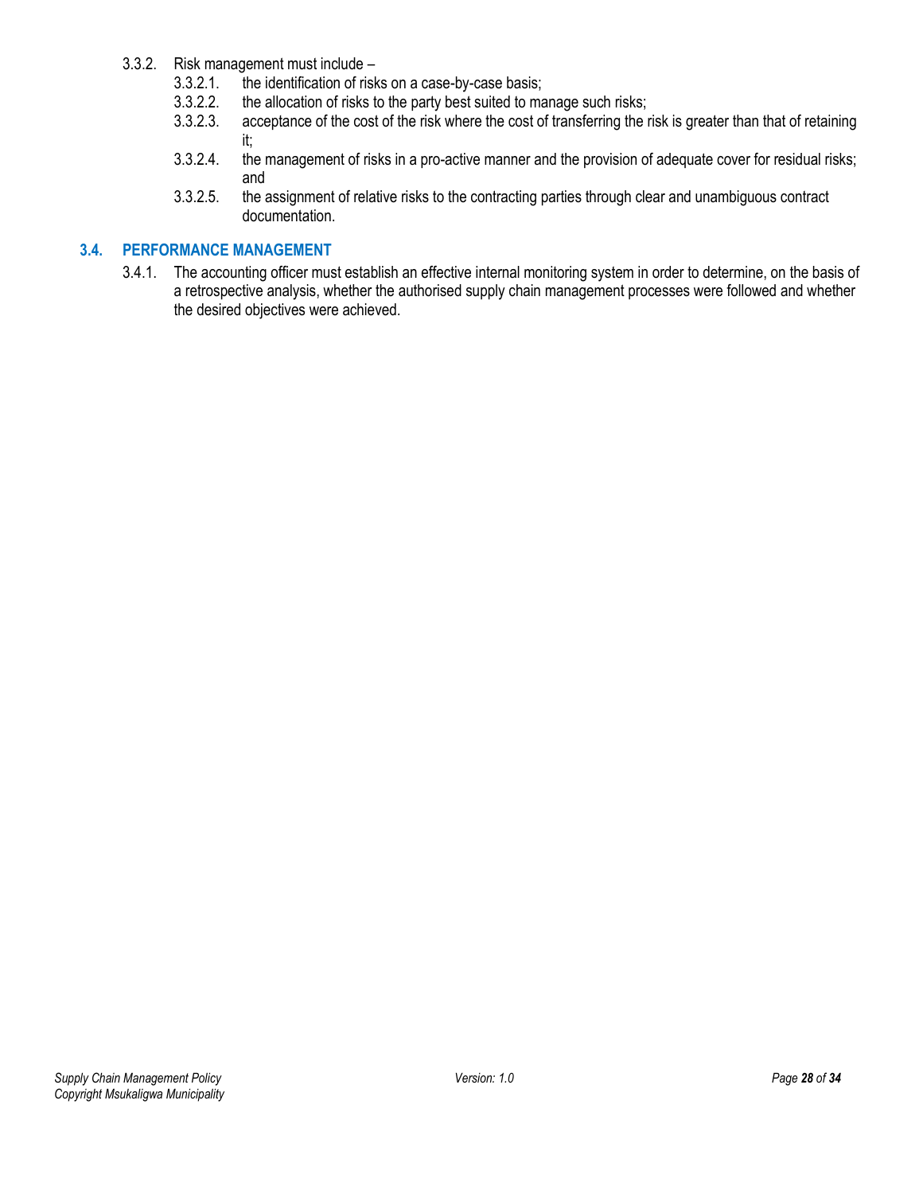3.3.2. Risk management must include –

- 3.3.2.1. the identification of risks on a case-by-case basis;
- 3.3.2.2. the allocation of risks to the party best suited to manage such risks;
- 3.3.2.3. acceptance of the cost of the risk where the cost of transferring the risk is greater than that of retaining it;
- 3.3.2.4. the management of risks in a pro-active manner and the provision of adequate cover for residual risks; and
- 3.3.2.5. the assignment of relative risks to the contracting parties through clear and unambiguous contract documentation.

## 3.4. PERFORMANCE MANAGEMENT

3.4.1. The accounting officer must establish an effective internal monitoring system in order to determine, on the basis of a retrospective analysis, whether the authorised supply chain management processes were followed and whether the desired objectives were achieved.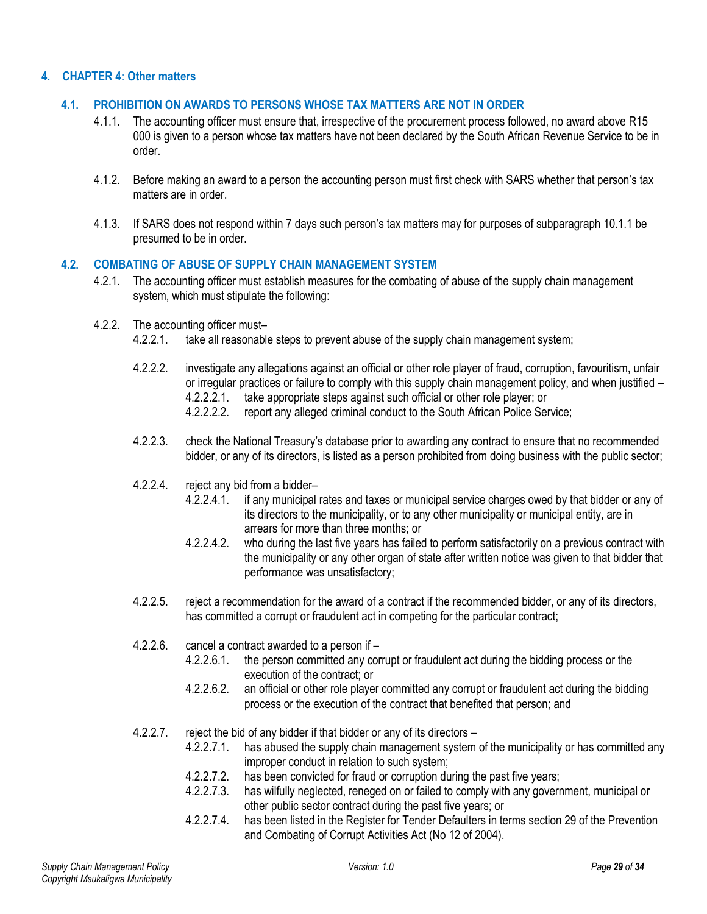# 4. CHAPTER 4: Other matters

## 4.1. PROHIBITION ON AWARDS TO PERSONS WHOSE TAX MATTERS ARE NOT IN ORDER

4.1.1. The accounting officer must ensure that, irrespective of the procurement process followed, no award above R15 000 is given to a person whose tax matters have not been declared by the South African Revenue Service to be in order.

4.1.2. Before making an award to a person the accounting person must first check with SARS whether that person's tax matters are in order.

4.1.3. If SARS does not respond within 7 days such person's tax matters may for purposes of subparagraph 10.1.1 be presumed to be in order.

## 4.2. COMBATING OF ABUSE OF SUPPLY CHAIN MANAGEMENT SYSTEM

4.2.1. The accounting officer must establish measures for the combating of abuse of the supply chain management system, which must stipulate the following:

4.2.2. The accounting officer must–

- 4.2.2.1. take all reasonable steps to prevent abuse of the supply chain management system;
- 4.2.2.2. investigate any allegations against an official or other role player of fraud, corruption, favouritism, unfair or irregular practices or failure to comply with this supply chain management policy, and when justified –
  - 4.2.2.2.1. take appropriate steps against such official or other role player; or
  - 4.2.2.2.2. report any alleged criminal conduct to the South African Police Service;
- 4.2.2.3. check the National Treasury's database prior to awarding any contract to ensure that no recommended bidder, or any of its directors, is listed as a person prohibited from doing business with the public sector;
- 4.2.2.4. reject any bid from a bidder–
  - 4.2.2.4.1. if any municipal rates and taxes or municipal service charges owed by that bidder or any of its directors to the municipality, or to any other municipality or municipal entity, are in arrears for more than three months; or
  - 4.2.2.4.2. who during the last five years has failed to perform satisfactorily on a previous contract with the municipality or any other organ of state after written notice was given to that bidder that performance was unsatisfactory;
- 4.2.2.5. reject a recommendation for the award of a contract if the recommended bidder, or any of its directors, has committed a corrupt or fraudulent act in competing for the particular contract;
- 4.2.2.6. cancel a contract awarded to a person if –
  - 4.2.2.6.1. the person committed any corrupt or fraudulent act during the bidding process or the execution of the contract; or
  - 4.2.2.6.2. an official or other role player committed any corrupt or fraudulent act during the bidding process or the execution of the contract that benefited that person; and
- 4.2.2.7. reject the bid of any bidder if that bidder or any of its directors –
  - 4.2.2.7.1. has abused the supply chain management system of the municipality or has committed any improper conduct in relation to such system;
  - 4.2.2.7.2. has been convicted for fraud or corruption during the past five years;
  - 4.2.2.7.3. has wilfully neglected, reneged on or failed to comply with any government, municipal or other public sector contract during the past five years; or
  - 4.2.2.7.4. has been listed in the Register for Tender Defaulters in terms section 29 of the Prevention and Combating of Corrupt Activities Act (No 12 of 2004).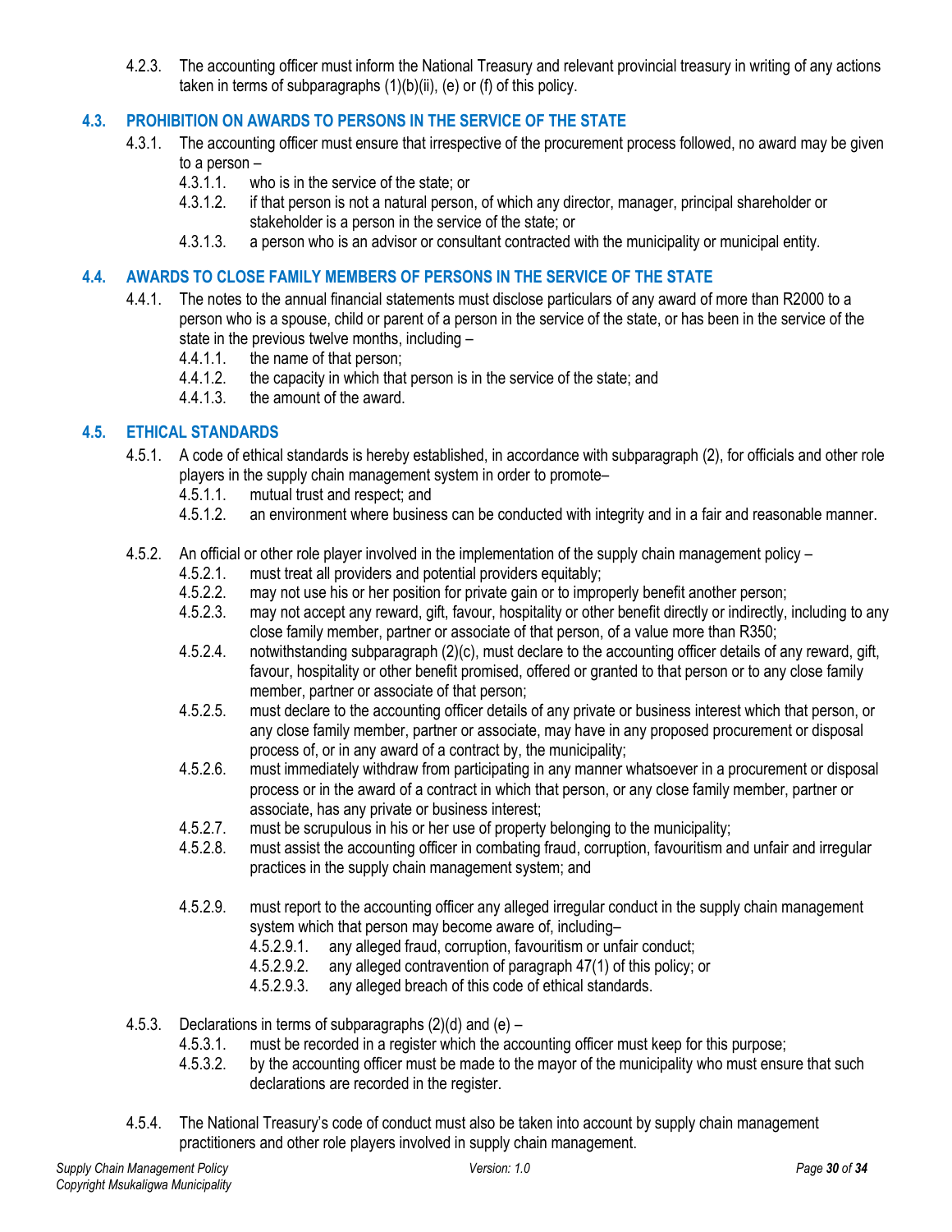4.2.3. The accounting officer must inform the National Treasury and relevant provincial treasury in writing of any actions taken in terms of subparagraphs (1)(b)(ii), (e) or (f) of this policy.

## 4.3. PROHIBITION ON AWARDS TO PERSONS IN THE SERVICE OF THE STATE

4.3.1. The accounting officer must ensure that irrespective of the procurement process followed, no award may be given to a person –

- 4.3.1.1. who is in the service of the state; or
- 4.3.1.2. if that person is not a natural person, of which any director, manager, principal shareholder or stakeholder is a person in the service of the state; or
- 4.3.1.3. a person who is an advisor or consultant contracted with the municipality or municipal entity.

## 4.4. AWARDS TO CLOSE FAMILY MEMBERS OF PERSONS IN THE SERVICE OF THE STATE

4.4.1. The notes to the annual financial statements must disclose particulars of any award of more than R2000 to a person who is a spouse, child or parent of a person in the service of the state, or has been in the service of the state in the previous twelve months, including –

- 4.4.1.1. the name of that person;
- 4.4.1.2. the capacity in which that person is in the service of the state; and
- 4.4.1.3. the amount of the award.

## 4.5. ETHICAL STANDARDS

4.5.1. A code of ethical standards is hereby established, in accordance with subparagraph (2), for officials and other role players in the supply chain management system in order to promote–

- 4.5.1.1. mutual trust and respect; and
- 4.5.1.2. an environment where business can be conducted with integrity and in a fair and reasonable manner.

4.5.2. An official or other role player involved in the implementation of the supply chain management policy –

- 4.5.2.1. must treat all providers and potential providers equitably;
- 4.5.2.2. may not use his or her position for private gain or to improperly benefit another person;
- 4.5.2.3. may not accept any reward, gift, favour, hospitality or other benefit directly or indirectly, including to any close family member, partner or associate of that person, of a value more than R350;
- 4.5.2.4. notwithstanding subparagraph (2)(c), must declare to the accounting officer details of any reward, gift, favour, hospitality or other benefit promised, offered or granted to that person or to any close family member, partner or associate of that person;
- 4.5.2.5. must declare to the accounting officer details of any private or business interest which that person, or any close family member, partner or associate, may have in any proposed procurement or disposal process of, or in any award of a contract by, the municipality;
- 4.5.2.6. must immediately withdraw from participating in any manner whatsoever in a procurement or disposal process or in the award of a contract in which that person, or any close family member, partner or associate, has any private or business interest;
- 4.5.2.7. must be scrupulous in his or her use of property belonging to the municipality;
- 4.5.2.8. must assist the accounting officer in combating fraud, corruption, favouritism and unfair and irregular practices in the supply chain management system; and
- 4.5.2.9. must report to the accounting officer any alleged irregular conduct in the supply chain management system which that person may become aware of, including–
  - 4.5.2.9.1. any alleged fraud, corruption, favouritism or unfair conduct;
  - 4.5.2.9.2. any alleged contravention of paragraph 47(1) of this policy; or
  - 4.5.2.9.3. any alleged breach of this code of ethical standards.

4.5.3. Declarations in terms of subparagraphs (2)(d) and (e) –

- 4.5.3.1. must be recorded in a register which the accounting officer must keep for this purpose;
- 4.5.3.2. by the accounting officer must be made to the mayor of the municipality who must ensure that such declarations are recorded in the register.

4.5.4. The National Treasury's code of conduct must also be taken into account by supply chain management practitioners and other role players involved in supply chain management.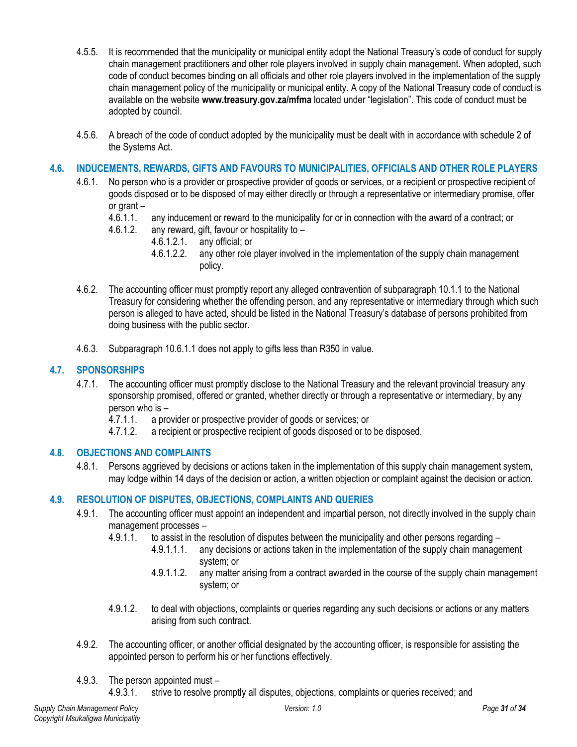4.5.5. It is recommended that the municipality or municipal entity adopt the National Treasury's code of conduct for supply chain management practitioners and other role players involved in supply chain management. When adopted, such code of conduct becomes binding on all officials and other role players involved in the implementation of the supply chain management policy of the municipality or municipal entity. A copy of the National Treasury code of conduct is available on the website **www.treasury.gov.za/mfma** located under "legislation". This code of conduct must be adopted by council.

4.5.6. A breach of the code of conduct adopted by the municipality must be dealt with in accordance with schedule 2 of the Systems Act.

## 4.6. INDUCEMENTS, REWARDS, GIFTS AND FAVOURS TO MUNICIPALITIES, OFFICIALS AND OTHER ROLE PLAYERS

4.6.1. No person who is a provider or prospective provider of goods or services, or a recipient or prospective recipient of goods disposed or to be disposed of may either directly or through a representative or intermediary promise, offer or grant –

- 4.6.1.1. any inducement or reward to the municipality for or in connection with the award of a contract; or
- 4.6.1.2. any reward, gift, favour or hospitality to –
  - 4.6.1.2.1. any official; or
  - 4.6.1.2.2. any other role player involved in the implementation of the supply chain management policy.

4.6.2. The accounting officer must promptly report any alleged contravention of subparagraph 10.1.1 to the National Treasury for considering whether the offending person, and any representative or intermediary through which such person is alleged to have acted, should be listed in the National Treasury's database of persons prohibited from doing business with the public sector.

4.6.3. Subparagraph 10.6.1.1 does not apply to gifts less than R350 in value.

## 4.7. SPONSORSHIPS

4.7.1. The accounting officer must promptly disclose to the National Treasury and the relevant provincial treasury any sponsorship promised, offered or granted, whether directly or through a representative or intermediary, by any person who is –

- 4.7.1.1. a provider or prospective provider of goods or services; or
- 4.7.1.2. a recipient or prospective recipient of goods disposed or to be disposed.

## 4.8. OBJECTIONS AND COMPLAINTS

4.8.1. Persons aggrieved by decisions or actions taken in the implementation of this supply chain management system, may lodge within 14 days of the decision or action, a written objection or complaint against the decision or action.

## 4.9. RESOLUTION OF DISPUTES, OBJECTIONS, COMPLAINTS AND QUERIES

4.9.1. The accounting officer must appoint an independent and impartial person, not directly involved in the supply chain management processes –

- 4.9.1.1. to assist in the resolution of disputes between the municipality and other persons regarding –
  - 4.9.1.1.1. any decisions or actions taken in the implementation of the supply chain management system; or
  - 4.9.1.1.2. any matter arising from a contract awarded in the course of the supply chain management system; or
- 4.9.1.2. to deal with objections, complaints or queries regarding any such decisions or actions or any matters arising from such contract.

4.9.2. The accounting officer, or another official designated by the accounting officer, is responsible for assisting the appointed person to perform his or her functions effectively.

4.9.3. The person appointed must –

- 4.9.3.1. strive to resolve promptly all disputes, objections, complaints or queries received; and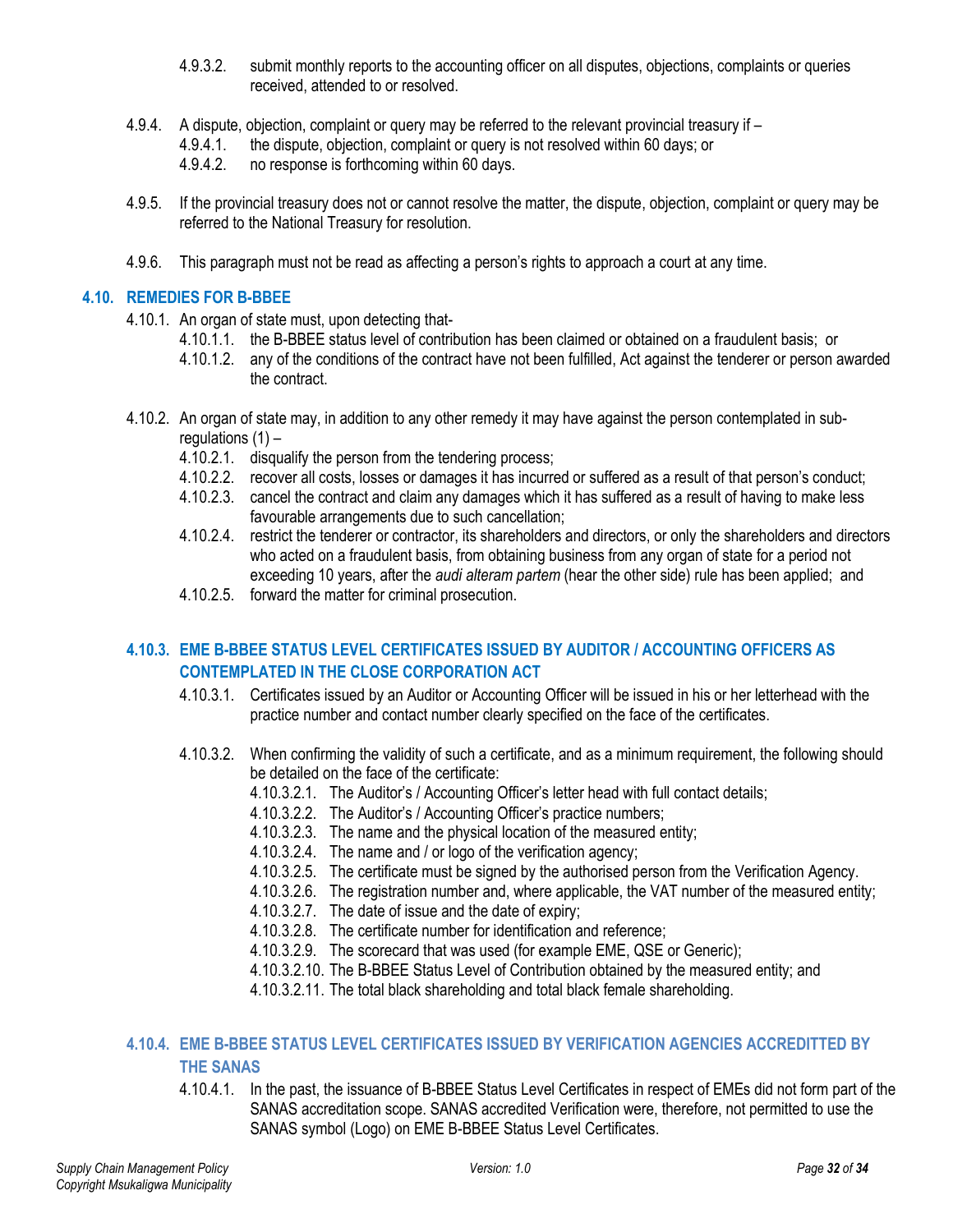4.9.3.2. submit monthly reports to the accounting officer on all disputes, objections, complaints or queries received, attended to or resolved.

4.9.4. A dispute, objection, complaint or query may be referred to the relevant provincial treasury if –

4.9.4.1. the dispute, objection, complaint or query is not resolved within 60 days; or

4.9.4.2. no response is forthcoming within 60 days.

4.9.5. If the provincial treasury does not or cannot resolve the matter, the dispute, objection, complaint or query may be referred to the National Treasury for resolution.

4.9.6. This paragraph must not be read as affecting a person's rights to approach a court at any time.

## 4.10. REMEDIES FOR B-BBEE

4.10.1. An organ of state must, upon detecting that-

4.10.1.1. the B-BBEE status level of contribution has been claimed or obtained on a fraudulent basis; or

4.10.1.2. any of the conditions of the contract have not been fulfilled, Act against the tenderer or person awarded the contract.

4.10.2. An organ of state may, in addition to any other remedy it may have against the person contemplated in sub-regulations (1) –

4.10.2.1. disqualify the person from the tendering process;

4.10.2.2. recover all costs, losses or damages it has incurred or suffered as a result of that person's conduct;

4.10.2.3. cancel the contract and claim any damages which it has suffered as a result of having to make less favourable arrangements due to such cancellation;

4.10.2.4. restrict the tenderer or contractor, its shareholders and directors, or only the shareholders and directors who acted on a fraudulent basis, from obtaining business from any organ of state for a period not exceeding 10 years, after the *audi alteram partem* (hear the other side) rule has been applied; and

4.10.2.5. forward the matter for criminal prosecution.

### 4.10.3. EME B-BBEE STATUS LEVEL CERTIFICATES ISSUED BY AUDITOR / ACCOUNTING OFFICERS AS CONTEMPLATED IN THE CLOSE CORPORATION ACT

4.10.3.1. Certificates issued by an Auditor or Accounting Officer will be issued in his or her letterhead with the practice number and contact number clearly specified on the face of the certificates.

4.10.3.2. When confirming the validity of such a certificate, and as a minimum requirement, the following should be detailed on the face of the certificate:

4.10.3.2.1. The Auditor's / Accounting Officer's letter head with full contact details;

4.10.3.2.2. The Auditor's / Accounting Officer's practice numbers;

4.10.3.2.3. The name and the physical location of the measured entity;

4.10.3.2.4. The name and / or logo of the verification agency;

4.10.3.2.5. The certificate must be signed by the authorised person from the Verification Agency.

4.10.3.2.6. The registration number and, where applicable, the VAT number of the measured entity;

4.10.3.2.7. The date of issue and the date of expiry;

4.10.3.2.8. The certificate number for identification and reference;

4.10.3.2.9. The scorecard that was used (for example EME, QSE or Generic);

4.10.3.2.10. The B-BBEE Status Level of Contribution obtained by the measured entity; and

4.10.3.2.11. The total black shareholding and total black female shareholding.

### 4.10.4. EME B-BBEE STATUS LEVEL CERTIFICATES ISSUED BY VERIFICATION AGENCIES ACCREDITTED BY THE SANAS

4.10.4.1. In the past, the issuance of B-BBEE Status Level Certificates in respect of EMEs did not form part of the SANAS accreditation scope. SANAS accredited Verification were, therefore, not permitted to use the SANAS symbol (Logo) on EME B-BBEE Status Level Certificates.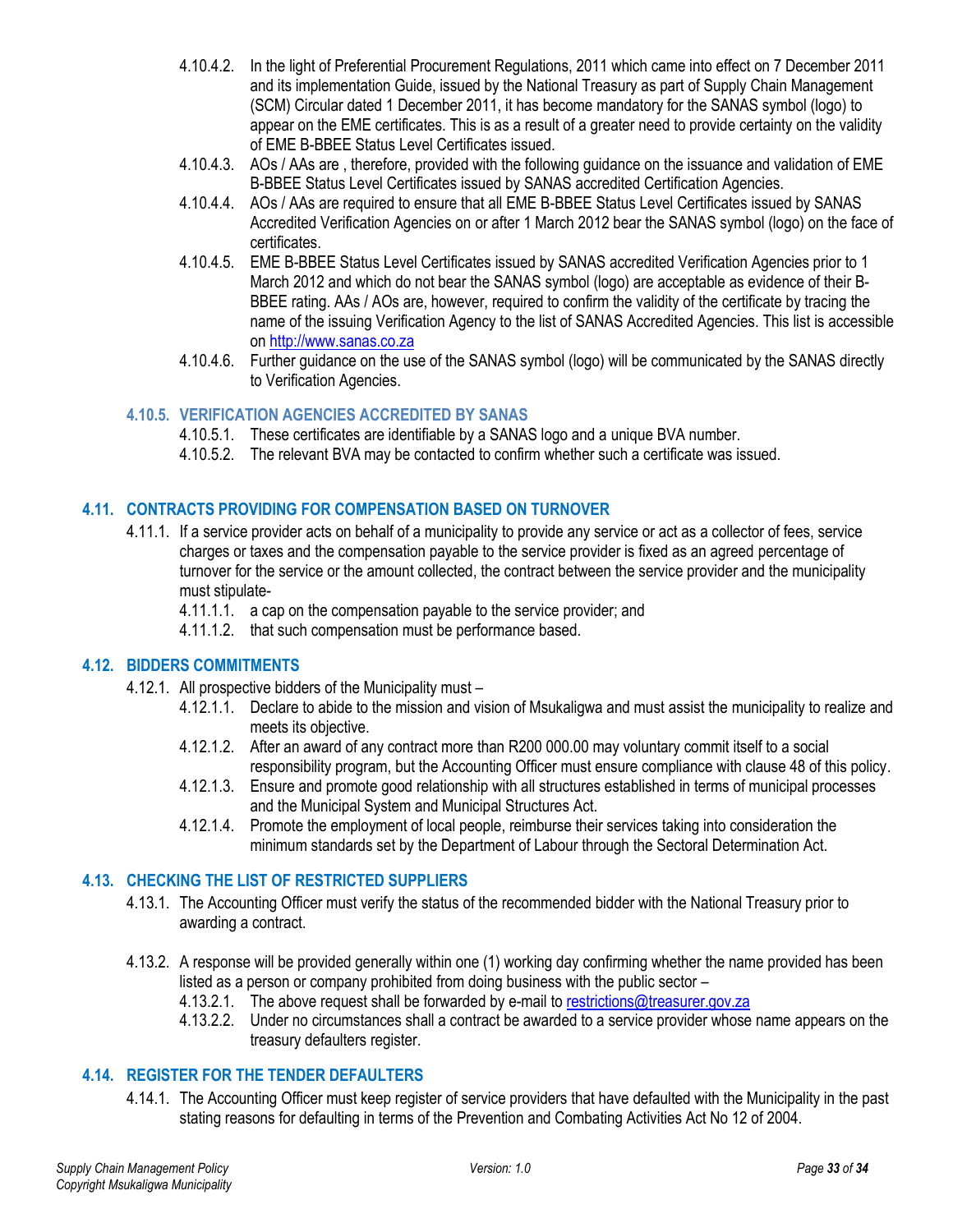4.10.4.2. In the light of Preferential Procurement Regulations, 2011 which came into effect on 7 December 2011 and its implementation Guide, issued by the National Treasury as part of Supply Chain Management (SCM) Circular dated 1 December 2011, it has become mandatory for the SANAS symbol (logo) to appear on the EME certificates. This is as a result of a greater need to provide certainty on the validity of EME B-BBEE Status Level Certificates issued.

4.10.4.3. AOs / AAs are , therefore, provided with the following guidance on the issuance and validation of EME B-BBEE Status Level Certificates issued by SANAS accredited Certification Agencies.

4.10.4.4. AOs / AAs are required to ensure that all EME B-BBEE Status Level Certificates issued by SANAS Accredited Verification Agencies on or after 1 March 2012 bear the SANAS symbol (logo) on the face of certificates.

4.10.4.5. EME B-BBEE Status Level Certificates issued by SANAS accredited Verification Agencies prior to 1 March 2012 and which do not bear the SANAS symbol (logo) are acceptable as evidence of their B-BBEE rating. AAs / AOs are, however, required to confirm the validity of the certificate by tracing the name of the issuing Verification Agency to the list of SANAS Accredited Agencies. This list is accessible on http://www.sanas.co.za

4.10.4.6. Further guidance on the use of the SANAS symbol (logo) will be communicated by the SANAS directly to Verification Agencies.

### 4.10.5. VERIFICATION AGENCIES ACCREDITED BY SANAS

4.10.5.1. These certificates are identifiable by a SANAS logo and a unique BVA number.

4.10.5.2. The relevant BVA may be contacted to confirm whether such a certificate was issued.

## 4.11. CONTRACTS PROVIDING FOR COMPENSATION BASED ON TURNOVER

4.11.1. If a service provider acts on behalf of a municipality to provide any service or act as a collector of fees, service charges or taxes and the compensation payable to the service provider is fixed as an agreed percentage of turnover for the service or the amount collected, the contract between the service provider and the municipality must stipulate-

4.11.1.1. a cap on the compensation payable to the service provider; and

4.11.1.2. that such compensation must be performance based.

## 4.12. BIDDERS COMMITMENTS

4.12.1. All prospective bidders of the Municipality must –

4.12.1.1. Declare to abide to the mission and vision of Msukaligwa and must assist the municipality to realize and meets its objective.

4.12.1.2. After an award of any contract more than R200 000.00 may voluntary commit itself to a social responsibility program, but the Accounting Officer must ensure compliance with clause 48 of this policy.

4.12.1.3. Ensure and promote good relationship with all structures established in terms of municipal processes and the Municipal System and Municipal Structures Act.

4.12.1.4. Promote the employment of local people, reimburse their services taking into consideration the minimum standards set by the Department of Labour through the Sectoral Determination Act.

## 4.13. CHECKING THE LIST OF RESTRICTED SUPPLIERS

4.13.1. The Accounting Officer must verify the status of the recommended bidder with the National Treasury prior to awarding a contract.

4.13.2. A response will be provided generally within one (1) working day confirming whether the name provided has been listed as a person or company prohibited from doing business with the public sector –

4.13.2.1. The above request shall be forwarded by e-mail to restrictions@treasurer.gov.za

4.13.2.2. Under no circumstances shall a contract be awarded to a service provider whose name appears on the treasury defaulters register.

## 4.14. REGISTER FOR THE TENDER DEFAULTERS

4.14.1. The Accounting Officer must keep register of service providers that have defaulted with the Municipality in the past stating reasons for defaulting in terms of the Prevention and Combating Activities Act No 12 of 2004.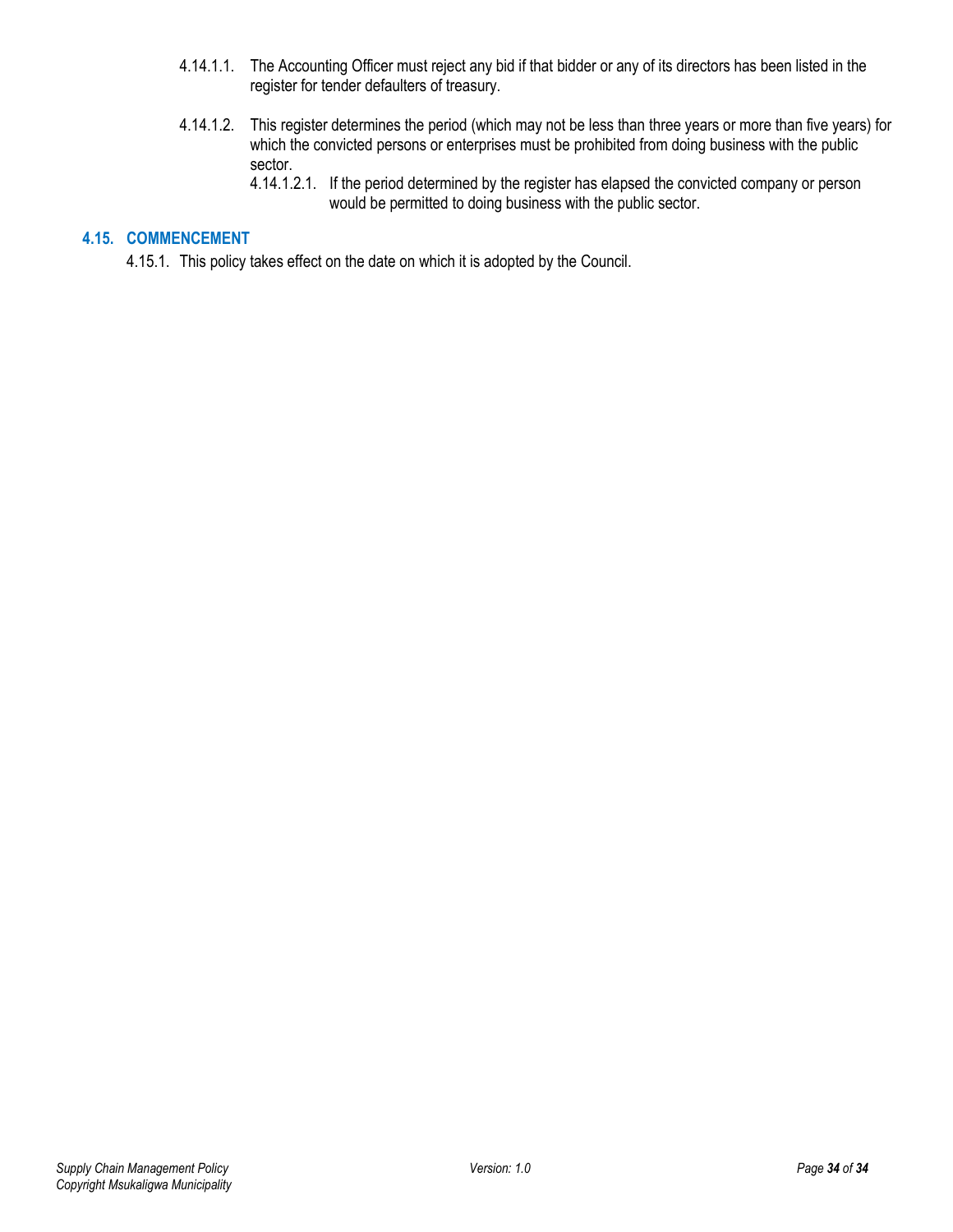4.14.1.1. The Accounting Officer must reject any bid if that bidder or any of its directors has been listed in the register for tender defaulters of treasury.

4.14.1.2. This register determines the period (which may not be less than three years or more than five years) for which the convicted persons or enterprises must be prohibited from doing business with the public sector.

4.14.1.2.1. If the period determined by the register has elapsed the convicted company or person would be permitted to doing business with the public sector.

## 4.15. COMMENCEMENT

4.15.1. This policy takes effect on the date on which it is adopted by the Council.